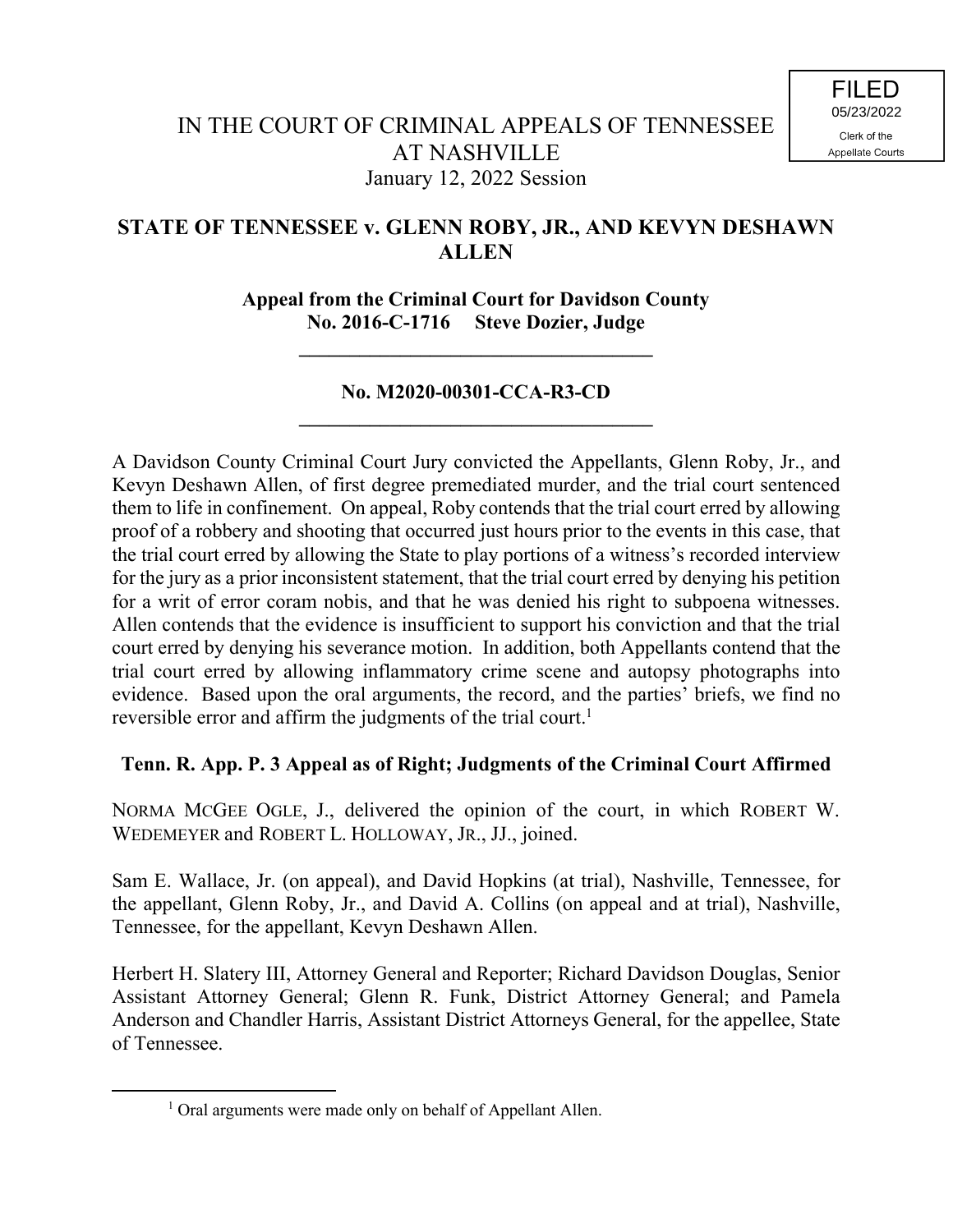FILED
05/23/2022
Clerk of the
Appellate Courts

# IN THE COURT OF CRIMINAL APPEALS OF TENNESSEE AT NASHVILLE

January 12, 2022 Session

## STATE OF TENNESSEE v. GLENN ROBY, JR., AND KEVYN DESHAWN ALLEN

**Appeal from the Criminal Court for Davidson County**
**No. 2016-C-1716 Steve Dozier, Judge**

---

**No. M2020-00301-CCA-R3-CD**

---

A Davidson County Criminal Court Jury convicted the Appellants, Glenn Roby, Jr., and Kevyn Deshawn Allen, of first degree premediated murder, and the trial court sentenced them to life in confinement. On appeal, Roby contends that the trial court erred by allowing proof of a robbery and shooting that occurred just hours prior to the events in this case, that the trial court erred by allowing the State to play portions of a witness's recorded interview for the jury as a prior inconsistent statement, that the trial court erred by denying his petition for a writ of error coram nobis, and that he was denied his right to subpoena witnesses. Allen contends that the evidence is insufficient to support his conviction and that the trial court erred by denying his severance motion. In addition, both Appellants contend that the trial court erred by allowing inflammatory crime scene and autopsy photographs into evidence. Based upon the oral arguments, the record, and the parties' briefs, we find no reversible error and affirm the judgments of the trial court.[1]

**Tenn. R. App. P. 3 Appeal as of Right; Judgments of the Criminal Court Affirmed**

NORMA MCGEE OGLE, J., delivered the opinion of the court, in which ROBERT W. WEDEMEYER and ROBERT L. HOLLOWAY, JR., JJ., joined.

Sam E. Wallace, Jr. (on appeal), and David Hopkins (at trial), Nashville, Tennessee, for the appellant, Glenn Roby, Jr., and David A. Collins (on appeal and at trial), Nashville, Tennessee, for the appellant, Kevyn Deshawn Allen.

Herbert H. Slatery III, Attorney General and Reporter; Richard Davidson Douglas, Senior Assistant Attorney General; Glenn R. Funk, District Attorney General; and Pamela Anderson and Chandler Harris, Assistant District Attorneys General, for the appellee, State of Tennessee.

---

[1] Oral arguments were made only on behalf of Appellant Allen.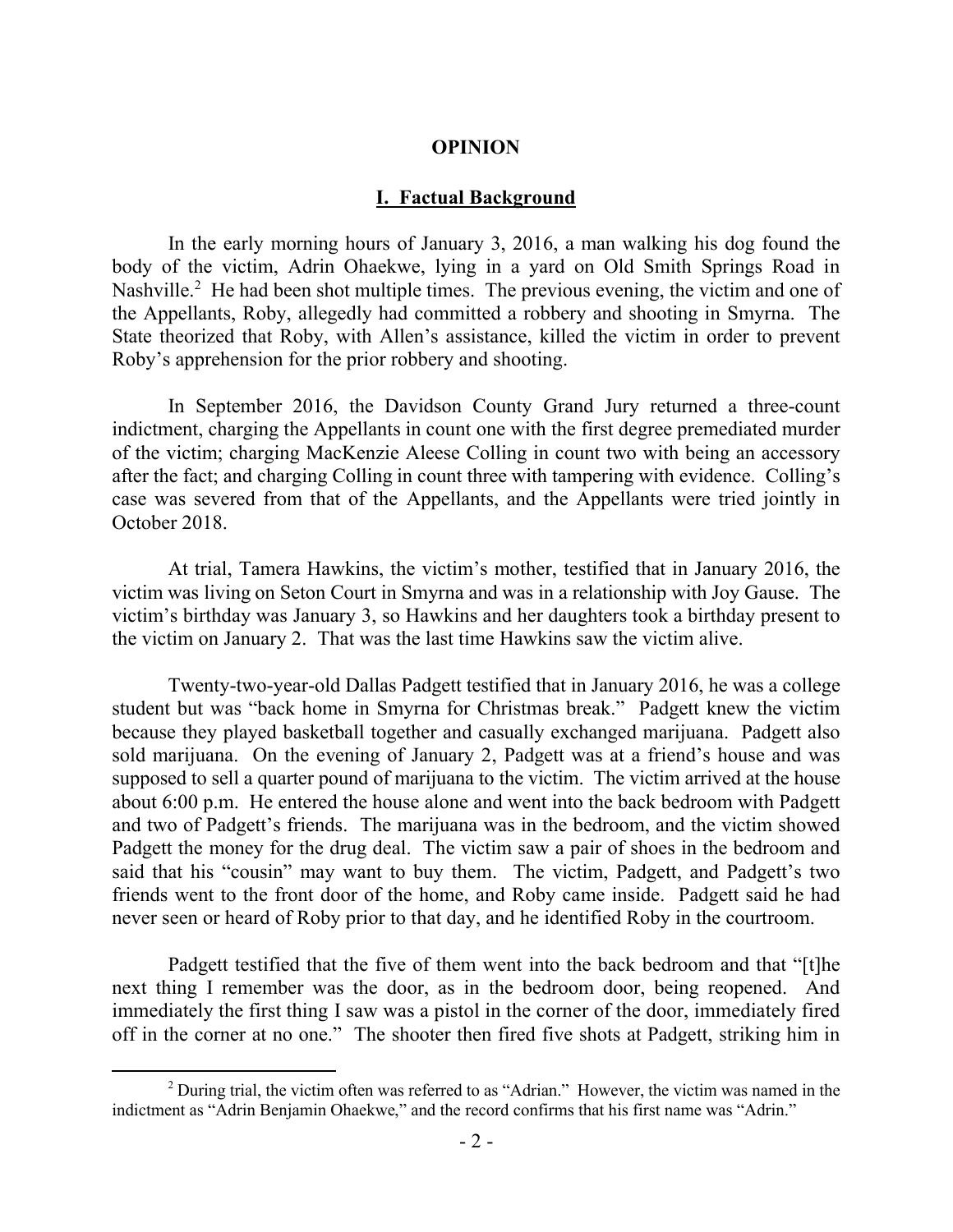## OPINION

## I. Factual Background

In the early morning hours of January 3, 2016, a man walking his dog found the body of the victim, Adrin Ohaekwe, lying in a yard on Old Smith Springs Road in Nashville.[2] He had been shot multiple times. The previous evening, the victim and one of the Appellants, Roby, allegedly had committed a robbery and shooting in Smyrna. The State theorized that Roby, with Allen's assistance, killed the victim in order to prevent Roby's apprehension for the prior robbery and shooting.

In September 2016, the Davidson County Grand Jury returned a three-count indictment, charging the Appellants in count one with the first degree premediated murder of the victim; charging MacKenzie Aleese Colling in count two with being an accessory after the fact; and charging Colling in count three with tampering with evidence. Colling's case was severed from that of the Appellants, and the Appellants were tried jointly in October 2018.

At trial, Tamera Hawkins, the victim's mother, testified that in January 2016, the victim was living on Seton Court in Smyrna and was in a relationship with Joy Gause. The victim's birthday was January 3, so Hawkins and her daughters took a birthday present to the victim on January 2. That was the last time Hawkins saw the victim alive.

Twenty-two-year-old Dallas Padgett testified that in January 2016, he was a college student but was "back home in Smyrna for Christmas break." Padgett knew the victim because they played basketball together and casually exchanged marijuana. Padgett also sold marijuana. On the evening of January 2, Padgett was at a friend's house and was supposed to sell a quarter pound of marijuana to the victim. The victim arrived at the house about 6:00 p.m. He entered the house alone and went into the back bedroom with Padgett and two of Padgett's friends. The marijuana was in the bedroom, and the victim showed Padgett the money for the drug deal. The victim saw a pair of shoes in the bedroom and said that his "cousin" may want to buy them. The victim, Padgett, and Padgett's two friends went to the front door of the home, and Roby came inside. Padgett said he had never seen or heard of Roby prior to that day, and he identified Roby in the courtroom.

Padgett testified that the five of them went into the back bedroom and that "[t]he next thing I remember was the door, as in the bedroom door, being reopened. And immediately the first thing I saw was a pistol in the corner of the door, immediately fired off in the corner at no one." The shooter then fired five shots at Padgett, striking him in

---

[2] During trial, the victim often was referred to as "Adrian." However, the victim was named in the indictment as "Adrin Benjamin Ohaekwe," and the record confirms that his first name was "Adrin."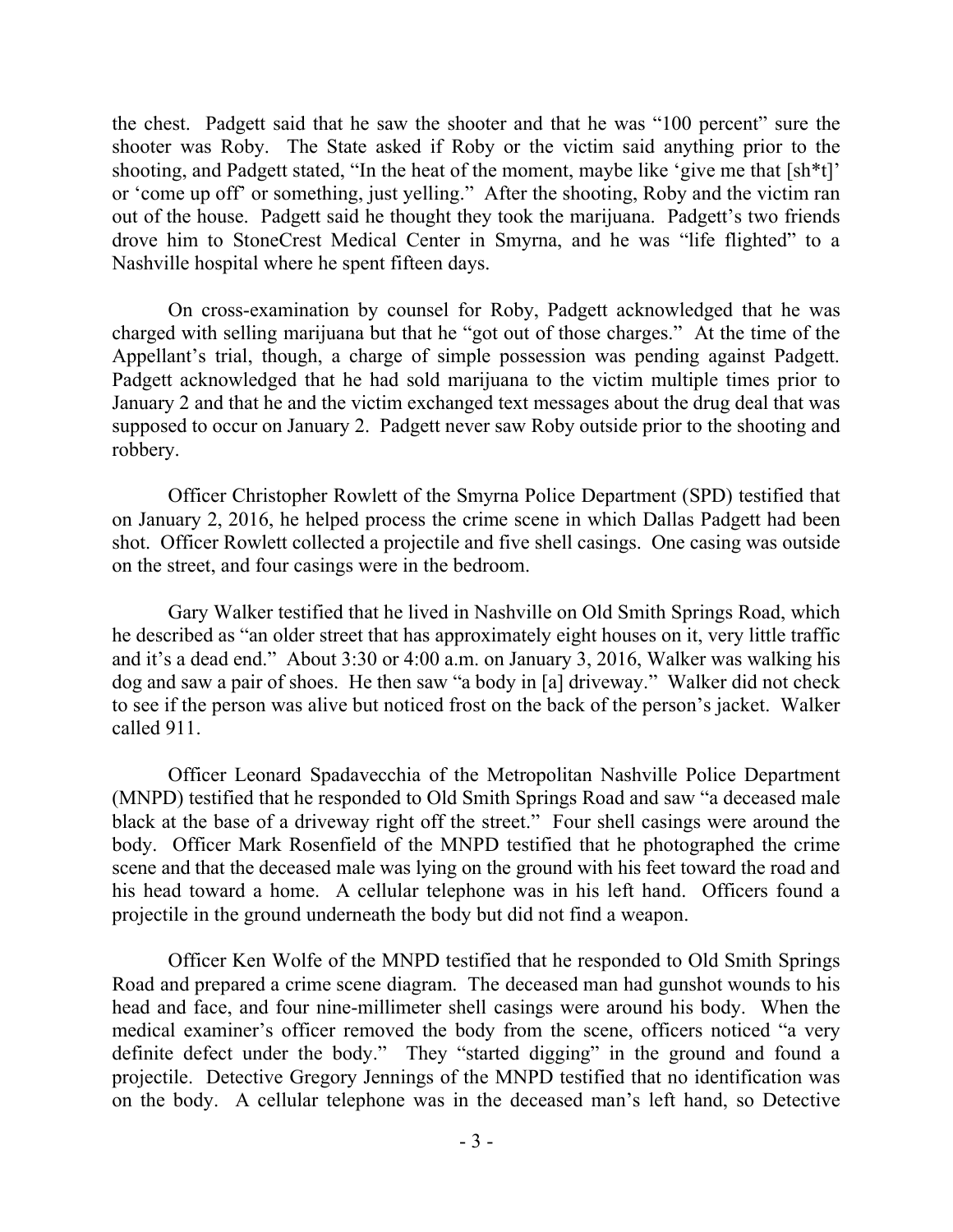the chest. Padgett said that he saw the shooter and that he was "100 percent" sure the shooter was Roby. The State asked if Roby or the victim said anything prior to the shooting, and Padgett stated, "In the heat of the moment, maybe like 'give me that [sh*t]' or 'come up off' or something, just yelling." After the shooting, Roby and the victim ran out of the house. Padgett said he thought they took the marijuana. Padgett's two friends drove him to StoneCrest Medical Center in Smyrna, and he was "life flighted" to a Nashville hospital where he spent fifteen days.

On cross-examination by counsel for Roby, Padgett acknowledged that he was charged with selling marijuana but that he "got out of those charges." At the time of the Appellant's trial, though, a charge of simple possession was pending against Padgett. Padgett acknowledged that he had sold marijuana to the victim multiple times prior to January 2 and that he and the victim exchanged text messages about the drug deal that was supposed to occur on January 2. Padgett never saw Roby outside prior to the shooting and robbery.

Officer Christopher Rowlett of the Smyrna Police Department (SPD) testified that on January 2, 2016, he helped process the crime scene in which Dallas Padgett had been shot. Officer Rowlett collected a projectile and five shell casings. One casing was outside on the street, and four casings were in the bedroom.

Gary Walker testified that he lived in Nashville on Old Smith Springs Road, which he described as "an older street that has approximately eight houses on it, very little traffic and it's a dead end." About 3:30 or 4:00 a.m. on January 3, 2016, Walker was walking his dog and saw a pair of shoes. He then saw "a body in [a] driveway." Walker did not check to see if the person was alive but noticed frost on the back of the person's jacket. Walker called 911.

Officer Leonard Spadavecchia of the Metropolitan Nashville Police Department (MNPD) testified that he responded to Old Smith Springs Road and saw "a deceased male black at the base of a driveway right off the street." Four shell casings were around the body. Officer Mark Rosenfield of the MNPD testified that he photographed the crime scene and that the deceased male was lying on the ground with his feet toward the road and his head toward a home. A cellular telephone was in his left hand. Officers found a projectile in the ground underneath the body but did not find a weapon.

Officer Ken Wolfe of the MNPD testified that he responded to Old Smith Springs Road and prepared a crime scene diagram. The deceased man had gunshot wounds to his head and face, and four nine-millimeter shell casings were around his body. When the medical examiner's officer removed the body from the scene, officers noticed "a very definite defect under the body." They "started digging" in the ground and found a projectile. Detective Gregory Jennings of the MNPD testified that no identification was on the body. A cellular telephone was in the deceased man's left hand, so Detective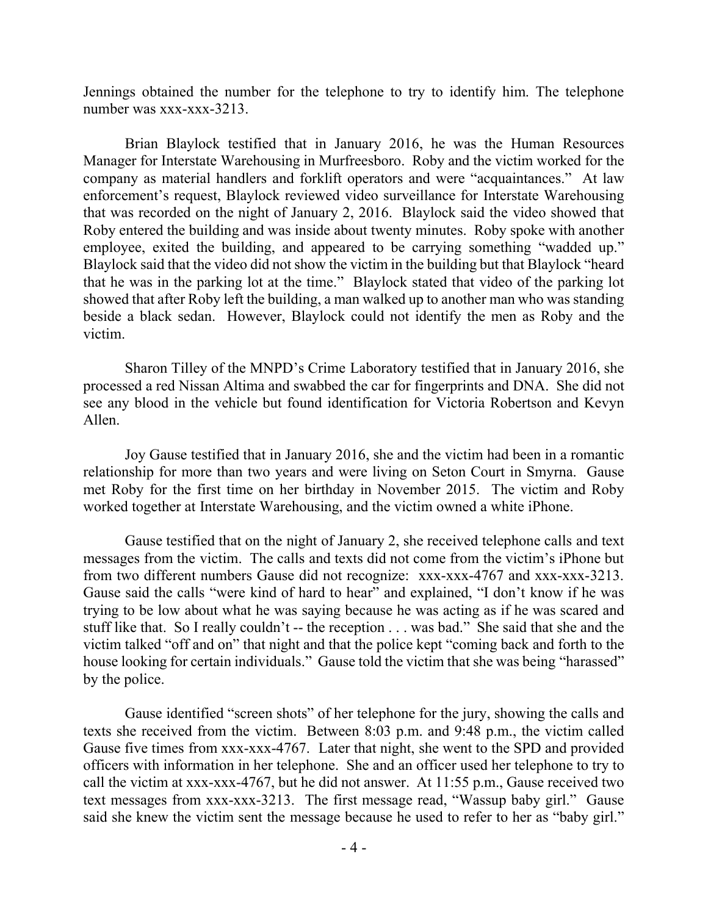Jennings obtained the number for the telephone to try to identify him. The telephone number was xxx-xxx-3213.

Brian Blaylock testified that in January 2016, he was the Human Resources Manager for Interstate Warehousing in Murfreesboro. Roby and the victim worked for the company as material handlers and forklift operators and were "acquaintances." At law enforcement's request, Blaylock reviewed video surveillance for Interstate Warehousing that was recorded on the night of January 2, 2016. Blaylock said the video showed that Roby entered the building and was inside about twenty minutes. Roby spoke with another employee, exited the building, and appeared to be carrying something "wadded up." Blaylock said that the video did not show the victim in the building but that Blaylock "heard that he was in the parking lot at the time." Blaylock stated that video of the parking lot showed that after Roby left the building, a man walked up to another man who was standing beside a black sedan. However, Blaylock could not identify the men as Roby and the victim.

Sharon Tilley of the MNPD's Crime Laboratory testified that in January 2016, she processed a red Nissan Altima and swabbed the car for fingerprints and DNA. She did not see any blood in the vehicle but found identification for Victoria Robertson and Kevyn Allen.

Joy Gause testified that in January 2016, she and the victim had been in a romantic relationship for more than two years and were living on Seton Court in Smyrna. Gause met Roby for the first time on her birthday in November 2015. The victim and Roby worked together at Interstate Warehousing, and the victim owned a white iPhone.

Gause testified that on the night of January 2, she received telephone calls and text messages from the victim. The calls and texts did not come from the victim's iPhone but from two different numbers Gause did not recognize: xxx-xxx-4767 and xxx-xxx-3213. Gause said the calls "were kind of hard to hear" and explained, "I don't know if he was trying to be low about what he was saying because he was acting as if he was scared and stuff like that. So I really couldn't -- the reception . . . was bad." She said that she and the victim talked "off and on" that night and that the police kept "coming back and forth to the house looking for certain individuals." Gause told the victim that she was being "harassed" by the police.

Gause identified "screen shots" of her telephone for the jury, showing the calls and texts she received from the victim. Between 8:03 p.m. and 9:48 p.m., the victim called Gause five times from xxx-xxx-4767. Later that night, she went to the SPD and provided officers with information in her telephone. She and an officer used her telephone to try to call the victim at xxx-xxx-4767, but he did not answer. At 11:55 p.m., Gause received two text messages from xxx-xxx-3213. The first message read, "Wassup baby girl." Gause said she knew the victim sent the message because he used to refer to her as "baby girl."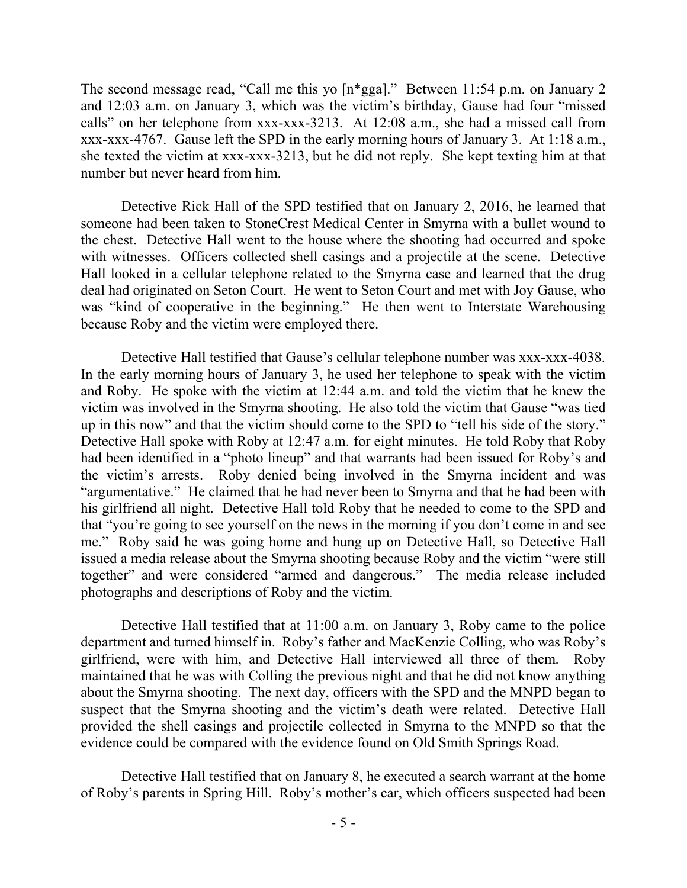The second message read, "Call me this yo [n*gga]." Between 11:54 p.m. on January 2 and 12:03 a.m. on January 3, which was the victim's birthday, Gause had four "missed calls" on her telephone from xxx-xxx-3213. At 12:08 a.m., she had a missed call from xxx-xxx-4767. Gause left the SPD in the early morning hours of January 3. At 1:18 a.m., she texted the victim at xxx-xxx-3213, but he did not reply. She kept texting him at that number but never heard from him.

Detective Rick Hall of the SPD testified that on January 2, 2016, he learned that someone had been taken to StoneCrest Medical Center in Smyrna with a bullet wound to the chest. Detective Hall went to the house where the shooting had occurred and spoke with witnesses. Officers collected shell casings and a projectile at the scene. Detective Hall looked in a cellular telephone related to the Smyrna case and learned that the drug deal had originated on Seton Court. He went to Seton Court and met with Joy Gause, who was "kind of cooperative in the beginning." He then went to Interstate Warehousing because Roby and the victim were employed there.

Detective Hall testified that Gause's cellular telephone number was xxx-xxx-4038. In the early morning hours of January 3, he used her telephone to speak with the victim and Roby. He spoke with the victim at 12:44 a.m. and told the victim that he knew the victim was involved in the Smyrna shooting. He also told the victim that Gause "was tied up in this now" and that the victim should come to the SPD to "tell his side of the story." Detective Hall spoke with Roby at 12:47 a.m. for eight minutes. He told Roby that Roby had been identified in a "photo lineup" and that warrants had been issued for Roby's and the victim's arrests. Roby denied being involved in the Smyrna incident and was "argumentative." He claimed that he had never been to Smyrna and that he had been with his girlfriend all night. Detective Hall told Roby that he needed to come to the SPD and that "you're going to see yourself on the news in the morning if you don't come in and see me." Roby said he was going home and hung up on Detective Hall, so Detective Hall issued a media release about the Smyrna shooting because Roby and the victim "were still together" and were considered "armed and dangerous." The media release included photographs and descriptions of Roby and the victim.

Detective Hall testified that at 11:00 a.m. on January 3, Roby came to the police department and turned himself in. Roby's father and MacKenzie Colling, who was Roby's girlfriend, were with him, and Detective Hall interviewed all three of them. Roby maintained that he was with Colling the previous night and that he did not know anything about the Smyrna shooting. The next day, officers with the SPD and the MNPD began to suspect that the Smyrna shooting and the victim's death were related. Detective Hall provided the shell casings and projectile collected in Smyrna to the MNPD so that the evidence could be compared with the evidence found on Old Smith Springs Road.

Detective Hall testified that on January 8, he executed a search warrant at the home of Roby's parents in Spring Hill. Roby's mother's car, which officers suspected had been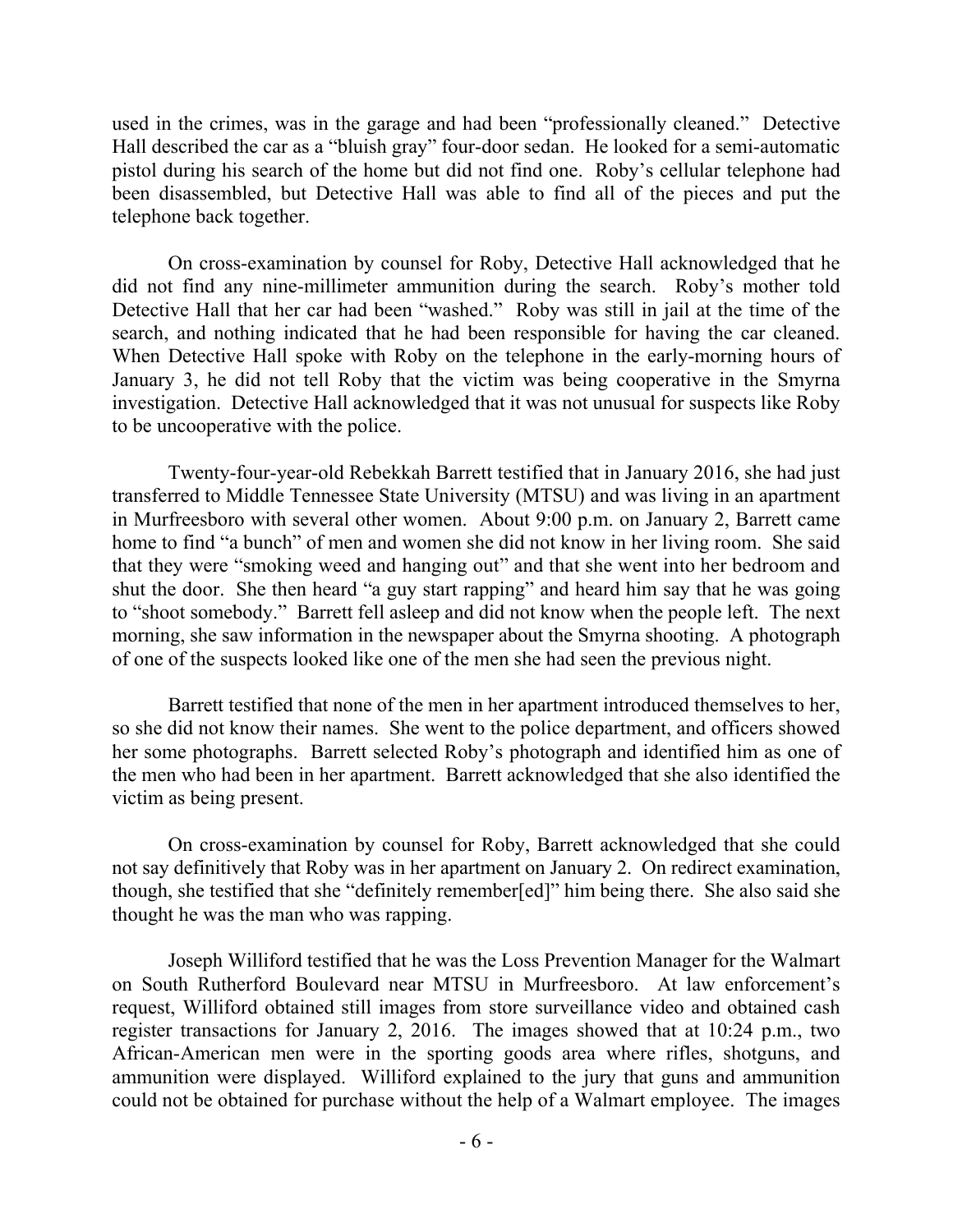used in the crimes, was in the garage and had been "professionally cleaned." Detective Hall described the car as a "bluish gray" four-door sedan. He looked for a semi-automatic pistol during his search of the home but did not find one. Roby's cellular telephone had been disassembled, but Detective Hall was able to find all of the pieces and put the telephone back together.

On cross-examination by counsel for Roby, Detective Hall acknowledged that he did not find any nine-millimeter ammunition during the search. Roby's mother told Detective Hall that her car had been "washed." Roby was still in jail at the time of the search, and nothing indicated that he had been responsible for having the car cleaned. When Detective Hall spoke with Roby on the telephone in the early-morning hours of January 3, he did not tell Roby that the victim was being cooperative in the Smyrna investigation. Detective Hall acknowledged that it was not unusual for suspects like Roby to be uncooperative with the police.

Twenty-four-year-old Rebekkah Barrett testified that in January 2016, she had just transferred to Middle Tennessee State University (MTSU) and was living in an apartment in Murfreesboro with several other women. About 9:00 p.m. on January 2, Barrett came home to find "a bunch" of men and women she did not know in her living room. She said that they were "smoking weed and hanging out" and that she went into her bedroom and shut the door. She then heard "a guy start rapping" and heard him say that he was going to "shoot somebody." Barrett fell asleep and did not know when the people left. The next morning, she saw information in the newspaper about the Smyrna shooting. A photograph of one of the suspects looked like one of the men she had seen the previous night.

Barrett testified that none of the men in her apartment introduced themselves to her, so she did not know their names. She went to the police department, and officers showed her some photographs. Barrett selected Roby's photograph and identified him as one of the men who had been in her apartment. Barrett acknowledged that she also identified the victim as being present.

On cross-examination by counsel for Roby, Barrett acknowledged that she could not say definitively that Roby was in her apartment on January 2. On redirect examination, though, she testified that she "definitely remember[ed]" him being there. She also said she thought he was the man who was rapping.

Joseph Williford testified that he was the Loss Prevention Manager for the Walmart on South Rutherford Boulevard near MTSU in Murfreesboro. At law enforcement's request, Williford obtained still images from store surveillance video and obtained cash register transactions for January 2, 2016. The images showed that at 10:24 p.m., two African-American men were in the sporting goods area where rifles, shotguns, and ammunition were displayed. Williford explained to the jury that guns and ammunition could not be obtained for purchase without the help of a Walmart employee. The images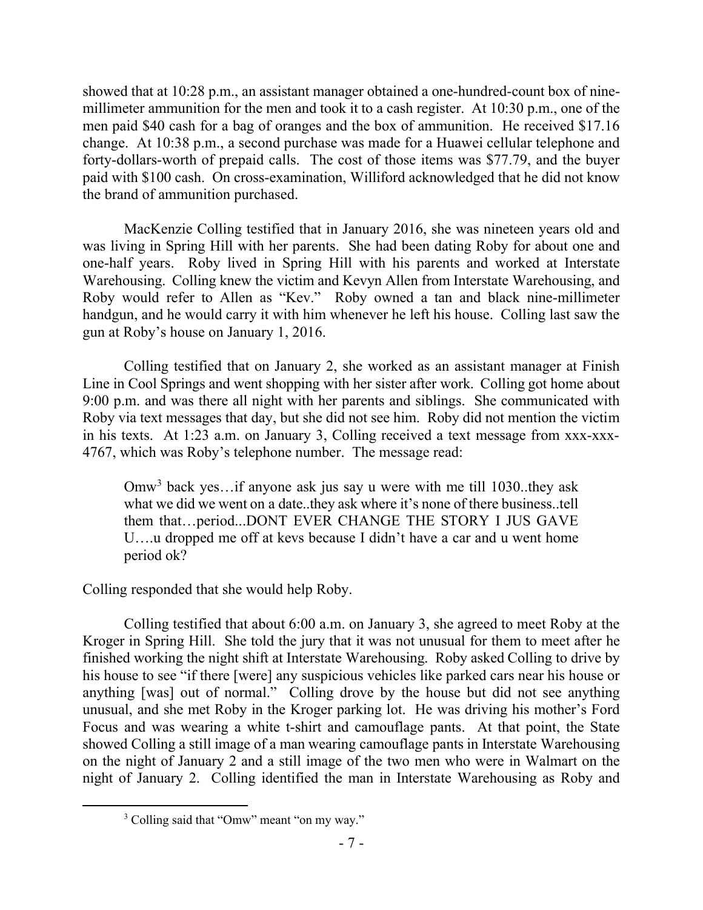showed that at 10:28 p.m., an assistant manager obtained a one-hundred-count box of nine-millimeter ammunition for the men and took it to a cash register. At 10:30 p.m., one of the men paid $40 cash for a bag of oranges and the box of ammunition. He received $17.16 change. At 10:38 p.m., a second purchase was made for a Huawei cellular telephone and forty-dollars-worth of prepaid calls. The cost of those items was $77.79, and the buyer paid with $100 cash. On cross-examination, Williford acknowledged that he did not know the brand of ammunition purchased.

MacKenzie Colling testified that in January 2016, she was nineteen years old and was living in Spring Hill with her parents. She had been dating Roby for about one and one-half years. Roby lived in Spring Hill with his parents and worked at Interstate Warehousing. Colling knew the victim and Kevyn Allen from Interstate Warehousing, and Roby would refer to Allen as "Kev." Roby owned a tan and black nine-millimeter handgun, and he would carry it with him whenever he left his house. Colling last saw the gun at Roby's house on January 1, 2016.

Colling testified that on January 2, she worked as an assistant manager at Finish Line in Cool Springs and went shopping with her sister after work. Colling got home about 9:00 p.m. and was there all night with her parents and siblings. She communicated with Roby via text messages that day, but she did not see him. Roby did not mention the victim in his texts. At 1:23 a.m. on January 3, Colling received a text message from xxx-xxx-4767, which was Roby's telephone number. The message read:

> Omw[3] back yes…if anyone ask jus say u were with me till 1030..they ask what we did we went on a date..they ask where it's none of there business..tell them that…period...DONT EVER CHANGE THE STORY I JUS GAVE U….u dropped me off at kevs because I didn't have a car and u went home period ok?

Colling responded that she would help Roby.

Colling testified that about 6:00 a.m. on January 3, she agreed to meet Roby at the Kroger in Spring Hill. She told the jury that it was not unusual for them to meet after he finished working the night shift at Interstate Warehousing. Roby asked Colling to drive by his house to see "if there [were] any suspicious vehicles like parked cars near his house or anything [was] out of normal." Colling drove by the house but did not see anything unusual, and she met Roby in the Kroger parking lot. He was driving his mother's Ford Focus and was wearing a white t-shirt and camouflage pants. At that point, the State showed Colling a still image of a man wearing camouflage pants in Interstate Warehousing on the night of January 2 and a still image of the two men who were in Walmart on the night of January 2. Colling identified the man in Interstate Warehousing as Roby and

[3] Colling said that "Omw" meant "on my way."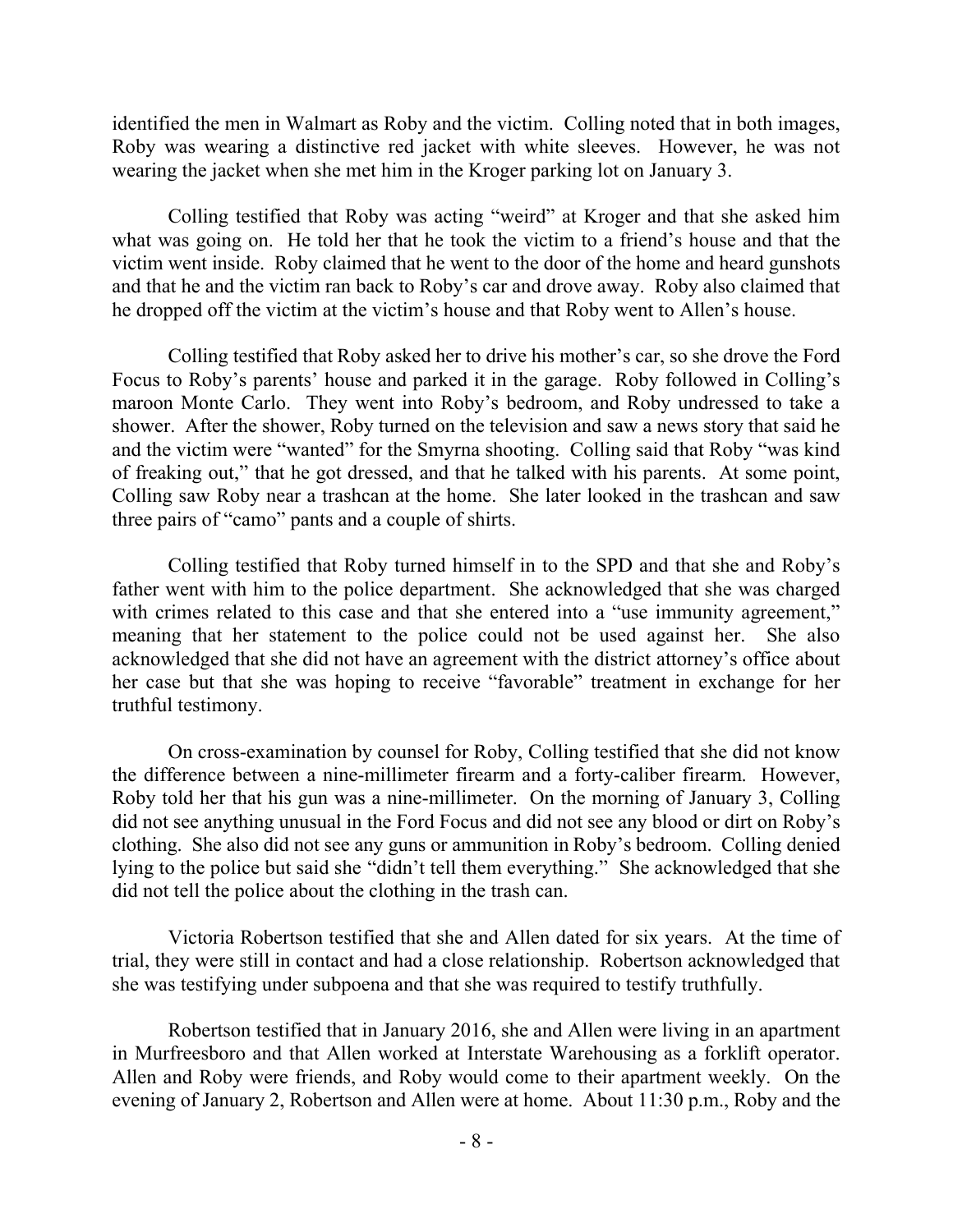identified the men in Walmart as Roby and the victim. Colling noted that in both images, Roby was wearing a distinctive red jacket with white sleeves. However, he was not wearing the jacket when she met him in the Kroger parking lot on January 3.

Colling testified that Roby was acting "weird" at Kroger and that she asked him what was going on. He told her that he took the victim to a friend's house and that the victim went inside. Roby claimed that he went to the door of the home and heard gunshots and that he and the victim ran back to Roby's car and drove away. Roby also claimed that he dropped off the victim at the victim's house and that Roby went to Allen's house.

Colling testified that Roby asked her to drive his mother's car, so she drove the Ford Focus to Roby's parents' house and parked it in the garage. Roby followed in Colling's maroon Monte Carlo. They went into Roby's bedroom, and Roby undressed to take a shower. After the shower, Roby turned on the television and saw a news story that said he and the victim were "wanted" for the Smyrna shooting. Colling said that Roby "was kind of freaking out," that he got dressed, and that he talked with his parents. At some point, Colling saw Roby near a trashcan at the home. She later looked in the trashcan and saw three pairs of "camo" pants and a couple of shirts.

Colling testified that Roby turned himself in to the SPD and that she and Roby's father went with him to the police department. She acknowledged that she was charged with crimes related to this case and that she entered into a "use immunity agreement," meaning that her statement to the police could not be used against her. She also acknowledged that she did not have an agreement with the district attorney's office about her case but that she was hoping to receive "favorable" treatment in exchange for her truthful testimony.

On cross-examination by counsel for Roby, Colling testified that she did not know the difference between a nine-millimeter firearm and a forty-caliber firearm. However, Roby told her that his gun was a nine-millimeter. On the morning of January 3, Colling did not see anything unusual in the Ford Focus and did not see any blood or dirt on Roby's clothing. She also did not see any guns or ammunition in Roby's bedroom. Colling denied lying to the police but said she "didn't tell them everything." She acknowledged that she did not tell the police about the clothing in the trash can.

Victoria Robertson testified that she and Allen dated for six years. At the time of trial, they were still in contact and had a close relationship. Robertson acknowledged that she was testifying under subpoena and that she was required to testify truthfully.

Robertson testified that in January 2016, she and Allen were living in an apartment in Murfreesboro and that Allen worked at Interstate Warehousing as a forklift operator. Allen and Roby were friends, and Roby would come to their apartment weekly. On the evening of January 2, Robertson and Allen were at home. About 11:30 p.m., Roby and the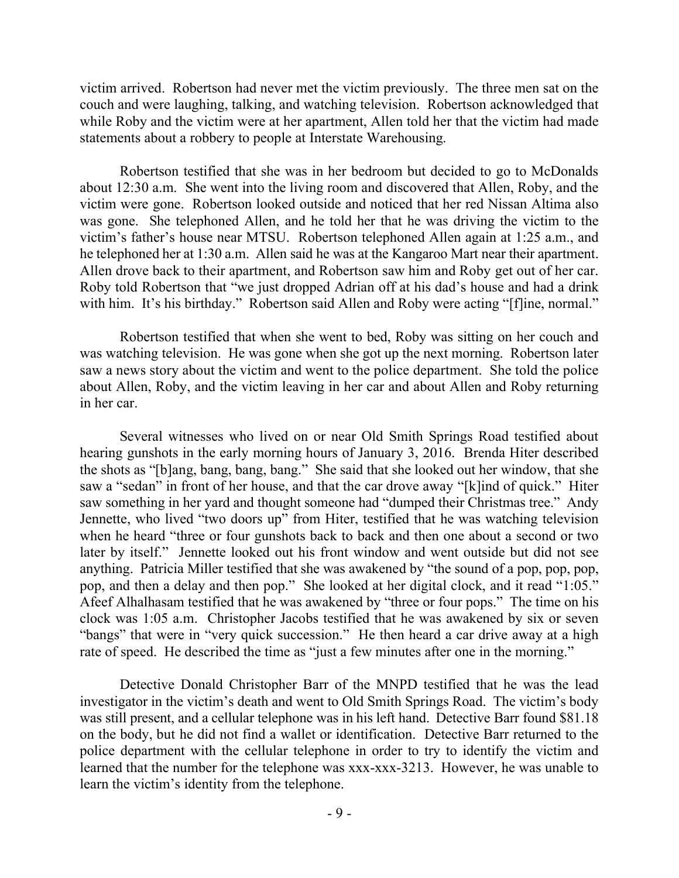victim arrived. Robertson had never met the victim previously. The three men sat on the couch and were laughing, talking, and watching television. Robertson acknowledged that while Roby and the victim were at her apartment, Allen told her that the victim had made statements about a robbery to people at Interstate Warehousing.

Robertson testified that she was in her bedroom but decided to go to McDonalds about 12:30 a.m. She went into the living room and discovered that Allen, Roby, and the victim were gone. Robertson looked outside and noticed that her red Nissan Altima also was gone. She telephoned Allen, and he told her that he was driving the victim to the victim's father's house near MTSU. Robertson telephoned Allen again at 1:25 a.m., and he telephoned her at 1:30 a.m. Allen said he was at the Kangaroo Mart near their apartment. Allen drove back to their apartment, and Robertson saw him and Roby get out of her car. Roby told Robertson that "we just dropped Adrian off at his dad's house and had a drink with him. It's his birthday." Robertson said Allen and Roby were acting "[f]ine, normal."

Robertson testified that when she went to bed, Roby was sitting on her couch and was watching television. He was gone when she got up the next morning. Robertson later saw a news story about the victim and went to the police department. She told the police about Allen, Roby, and the victim leaving in her car and about Allen and Roby returning in her car.

Several witnesses who lived on or near Old Smith Springs Road testified about hearing gunshots in the early morning hours of January 3, 2016. Brenda Hiter described the shots as "[b]ang, bang, bang, bang." She said that she looked out her window, that she saw a "sedan" in front of her house, and that the car drove away "[k]ind of quick." Hiter saw something in her yard and thought someone had "dumped their Christmas tree." Andy Jennette, who lived "two doors up" from Hiter, testified that he was watching television when he heard "three or four gunshots back to back and then one about a second or two later by itself." Jennette looked out his front window and went outside but did not see anything. Patricia Miller testified that she was awakened by "the sound of a pop, pop, pop, pop, and then a delay and then pop." She looked at her digital clock, and it read "1:05." Afeef Alhalhasam testified that he was awakened by "three or four pops." The time on his clock was 1:05 a.m. Christopher Jacobs testified that he was awakened by six or seven "bangs" that were in "very quick succession." He then heard a car drive away at a high rate of speed. He described the time as "just a few minutes after one in the morning."

Detective Donald Christopher Barr of the MNPD testified that he was the lead investigator in the victim's death and went to Old Smith Springs Road. The victim's body was still present, and a cellular telephone was in his left hand. Detective Barr found $81.18 on the body, but he did not find a wallet or identification. Detective Barr returned to the police department with the cellular telephone in order to try to identify the victim and learned that the number for the telephone was xxx-xxx-3213. However, he was unable to learn the victim's identity from the telephone.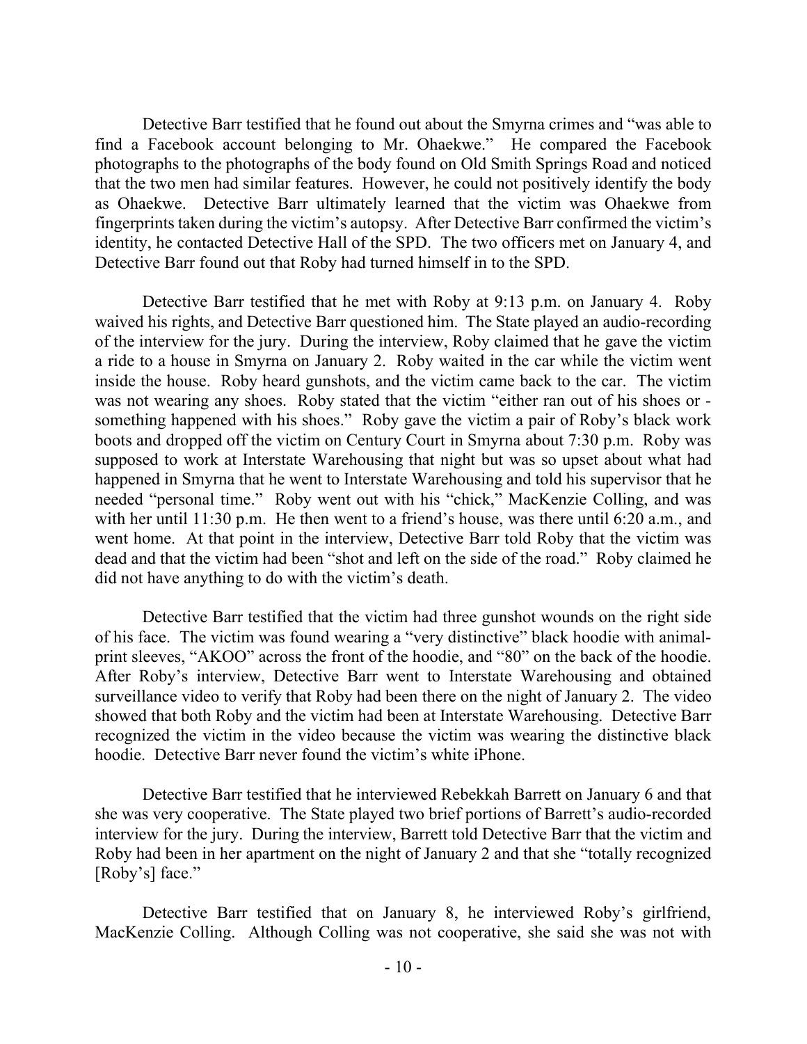Detective Barr testified that he found out about the Smyrna crimes and "was able to find a Facebook account belonging to Mr. Ohaekwe." He compared the Facebook photographs to the photographs of the body found on Old Smith Springs Road and noticed that the two men had similar features. However, he could not positively identify the body as Ohaekwe. Detective Barr ultimately learned that the victim was Ohaekwe from fingerprints taken during the victim's autopsy. After Detective Barr confirmed the victim's identity, he contacted Detective Hall of the SPD. The two officers met on January 4, and Detective Barr found out that Roby had turned himself in to the SPD.

Detective Barr testified that he met with Roby at 9:13 p.m. on January 4. Roby waived his rights, and Detective Barr questioned him. The State played an audio-recording of the interview for the jury. During the interview, Roby claimed that he gave the victim a ride to a house in Smyrna on January 2. Roby waited in the car while the victim went inside the house. Roby heard gunshots, and the victim came back to the car. The victim was not wearing any shoes. Roby stated that the victim "either ran out of his shoes or - something happened with his shoes." Roby gave the victim a pair of Roby's black work boots and dropped off the victim on Century Court in Smyrna about 7:30 p.m. Roby was supposed to work at Interstate Warehousing that night but was so upset about what had happened in Smyrna that he went to Interstate Warehousing and told his supervisor that he needed "personal time." Roby went out with his "chick," MacKenzie Colling, and was with her until 11:30 p.m. He then went to a friend's house, was there until 6:20 a.m., and went home. At that point in the interview, Detective Barr told Roby that the victim was dead and that the victim had been "shot and left on the side of the road." Roby claimed he did not have anything to do with the victim's death.

Detective Barr testified that the victim had three gunshot wounds on the right side of his face. The victim was found wearing a "very distinctive" black hoodie with animal-print sleeves, "AKOO" across the front of the hoodie, and "80" on the back of the hoodie. After Roby's interview, Detective Barr went to Interstate Warehousing and obtained surveillance video to verify that Roby had been there on the night of January 2. The video showed that both Roby and the victim had been at Interstate Warehousing. Detective Barr recognized the victim in the video because the victim was wearing the distinctive black hoodie. Detective Barr never found the victim's white iPhone.

Detective Barr testified that he interviewed Rebekkah Barrett on January 6 and that she was very cooperative. The State played two brief portions of Barrett's audio-recorded interview for the jury. During the interview, Barrett told Detective Barr that the victim and Roby had been in her apartment on the night of January 2 and that she "totally recognized [Roby's] face."

Detective Barr testified that on January 8, he interviewed Roby's girlfriend, MacKenzie Colling. Although Colling was not cooperative, she said she was not with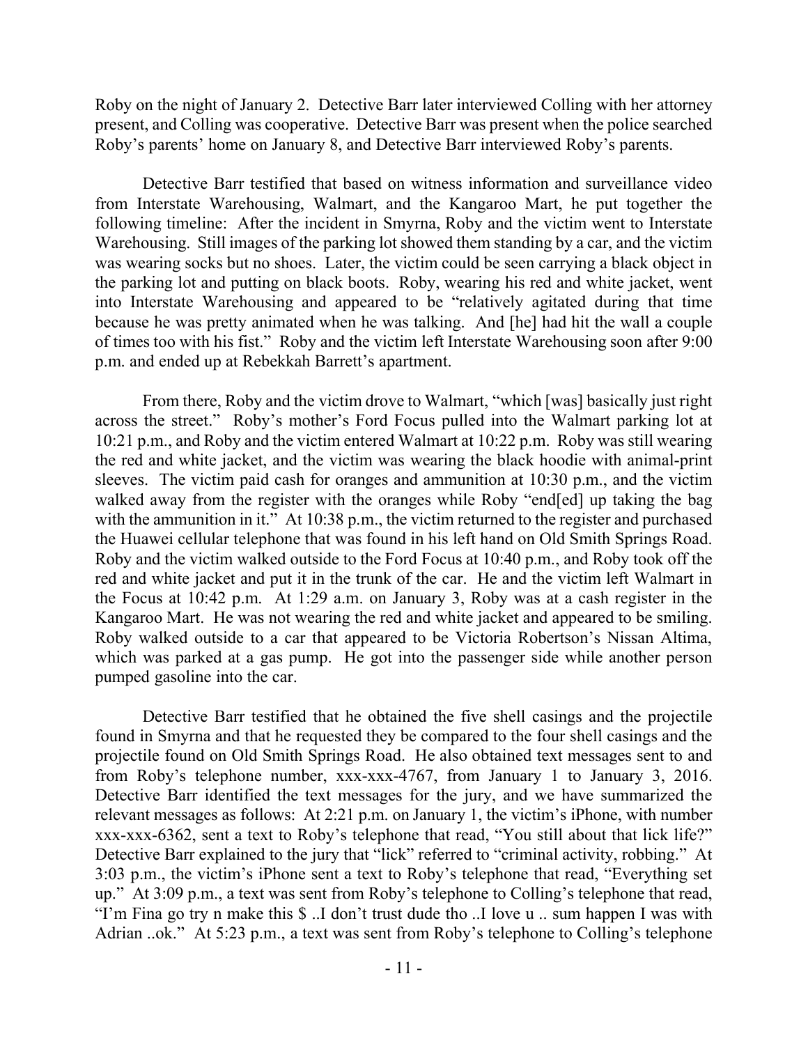Roby on the night of January 2. Detective Barr later interviewed Colling with her attorney present, and Colling was cooperative. Detective Barr was present when the police searched Roby's parents' home on January 8, and Detective Barr interviewed Roby's parents.

Detective Barr testified that based on witness information and surveillance video from Interstate Warehousing, Walmart, and the Kangaroo Mart, he put together the following timeline: After the incident in Smyrna, Roby and the victim went to Interstate Warehousing. Still images of the parking lot showed them standing by a car, and the victim was wearing socks but no shoes. Later, the victim could be seen carrying a black object in the parking lot and putting on black boots. Roby, wearing his red and white jacket, went into Interstate Warehousing and appeared to be "relatively agitated during that time because he was pretty animated when he was talking. And [he] had hit the wall a couple of times too with his fist." Roby and the victim left Interstate Warehousing soon after 9:00 p.m. and ended up at Rebekkah Barrett's apartment.

From there, Roby and the victim drove to Walmart, "which [was] basically just right across the street." Roby's mother's Ford Focus pulled into the Walmart parking lot at 10:21 p.m., and Roby and the victim entered Walmart at 10:22 p.m. Roby was still wearing the red and white jacket, and the victim was wearing the black hoodie with animal-print sleeves. The victim paid cash for oranges and ammunition at 10:30 p.m., and the victim walked away from the register with the oranges while Roby "end[ed] up taking the bag with the ammunition in it." At 10:38 p.m., the victim returned to the register and purchased the Huawei cellular telephone that was found in his left hand on Old Smith Springs Road. Roby and the victim walked outside to the Ford Focus at 10:40 p.m., and Roby took off the red and white jacket and put it in the trunk of the car. He and the victim left Walmart in the Focus at 10:42 p.m. At 1:29 a.m. on January 3, Roby was at a cash register in the Kangaroo Mart. He was not wearing the red and white jacket and appeared to be smiling. Roby walked outside to a car that appeared to be Victoria Robertson's Nissan Altima, which was parked at a gas pump. He got into the passenger side while another person pumped gasoline into the car.

Detective Barr testified that he obtained the five shell casings and the projectile found in Smyrna and that he requested they be compared to the four shell casings and the projectile found on Old Smith Springs Road. He also obtained text messages sent to and from Roby's telephone number, xxx-xxx-4767, from January 1 to January 3, 2016. Detective Barr identified the text messages for the jury, and we have summarized the relevant messages as follows: At 2:21 p.m. on January 1, the victim's iPhone, with number xxx-xxx-6362, sent a text to Roby's telephone that read, "You still about that lick life?" Detective Barr explained to the jury that "lick" referred to "criminal activity, robbing." At 3:03 p.m., the victim's iPhone sent a text to Roby's telephone that read, "Everything set up." At 3:09 p.m., a text was sent from Roby's telephone to Colling's telephone that read, "I'm Fina go try n make this $ ..I don't trust dude tho ..I love u .. sum happen I was with Adrian ..ok." At 5:23 p.m., a text was sent from Roby's telephone to Colling's telephone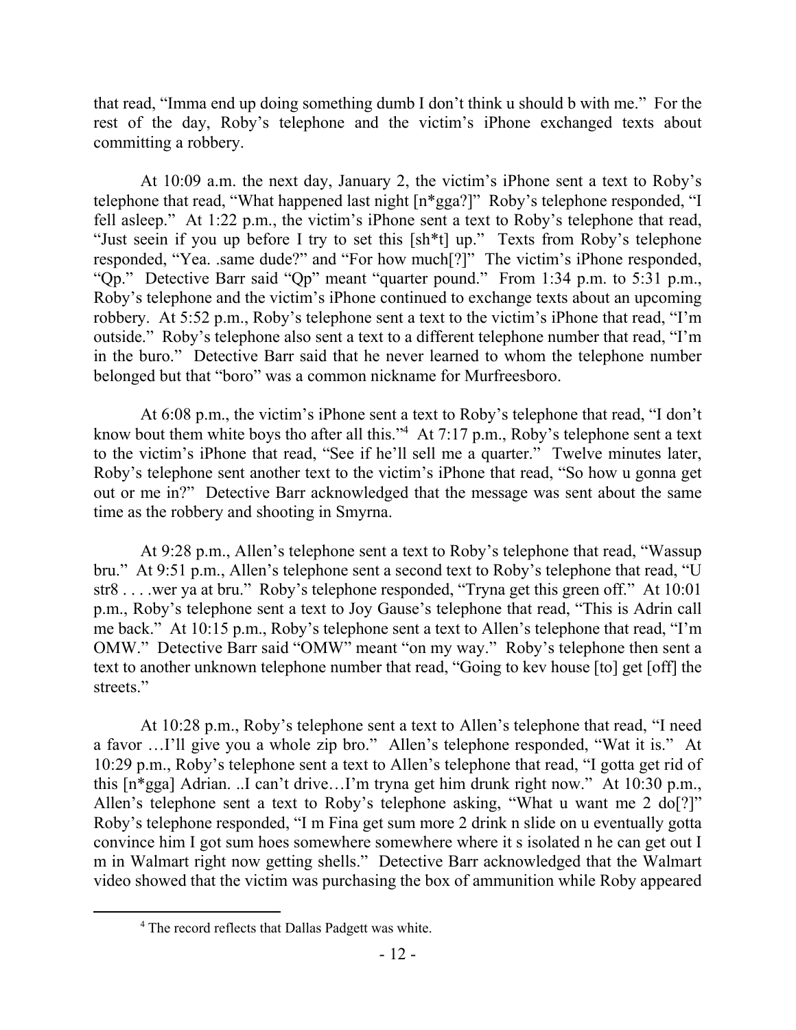that read, "Imma end up doing something dumb I don't think u should b with me." For the rest of the day, Roby's telephone and the victim's iPhone exchanged texts about committing a robbery.

At 10:09 a.m. the next day, January 2, the victim's iPhone sent a text to Roby's telephone that read, "What happened last night [n*gga?]" Roby's telephone responded, "I fell asleep." At 1:22 p.m., the victim's iPhone sent a text to Roby's telephone that read, "Just seein if you up before I try to set this [sh*t] up." Texts from Roby's telephone responded, "Yea. .same dude?" and "For how much[?]" The victim's iPhone responded, "Qp." Detective Barr said "Qp" meant "quarter pound." From 1:34 p.m. to 5:31 p.m., Roby's telephone and the victim's iPhone continued to exchange texts about an upcoming robbery. At 5:52 p.m., Roby's telephone sent a text to the victim's iPhone that read, "I'm outside." Roby's telephone also sent a text to a different telephone number that read, "I'm in the buro." Detective Barr said that he never learned to whom the telephone number belonged but that "boro" was a common nickname for Murfreesboro.

At 6:08 p.m., the victim's iPhone sent a text to Roby's telephone that read, "I don't know bout them white boys tho after all this."[4] At 7:17 p.m., Roby's telephone sent a text to the victim's iPhone that read, "See if he'll sell me a quarter." Twelve minutes later, Roby's telephone sent another text to the victim's iPhone that read, "So how u gonna get out or me in?" Detective Barr acknowledged that the message was sent about the same time as the robbery and shooting in Smyrna.

At 9:28 p.m., Allen's telephone sent a text to Roby's telephone that read, "Wassup bru." At 9:51 p.m., Allen's telephone sent a second text to Roby's telephone that read, "U str8 . . . .wer ya at bru." Roby's telephone responded, "Tryna get this green off." At 10:01 p.m., Roby's telephone sent a text to Joy Gause's telephone that read, "This is Adrin call me back." At 10:15 p.m., Roby's telephone sent a text to Allen's telephone that read, "I'm OMW." Detective Barr said "OMW" meant "on my way." Roby's telephone then sent a text to another unknown telephone number that read, "Going to kev house [to] get [off] the streets."

At 10:28 p.m., Roby's telephone sent a text to Allen's telephone that read, "I need a favor …I'll give you a whole zip bro." Allen's telephone responded, "Wat it is." At 10:29 p.m., Roby's telephone sent a text to Allen's telephone that read, "I gotta get rid of this [n*gga] Adrian. ..I can't drive…I'm tryna get him drunk right now." At 10:30 p.m., Allen's telephone sent a text to Roby's telephone asking, "What u want me 2 do[?]" Roby's telephone responded, "I m Fina get sum more 2 drink n slide on u eventually gotta convince him I got sum hoes somewhere somewhere where it s isolated n he can get out I m in Walmart right now getting shells." Detective Barr acknowledged that the Walmart video showed that the victim was purchasing the box of ammunition while Roby appeared

[4] The record reflects that Dallas Padgett was white.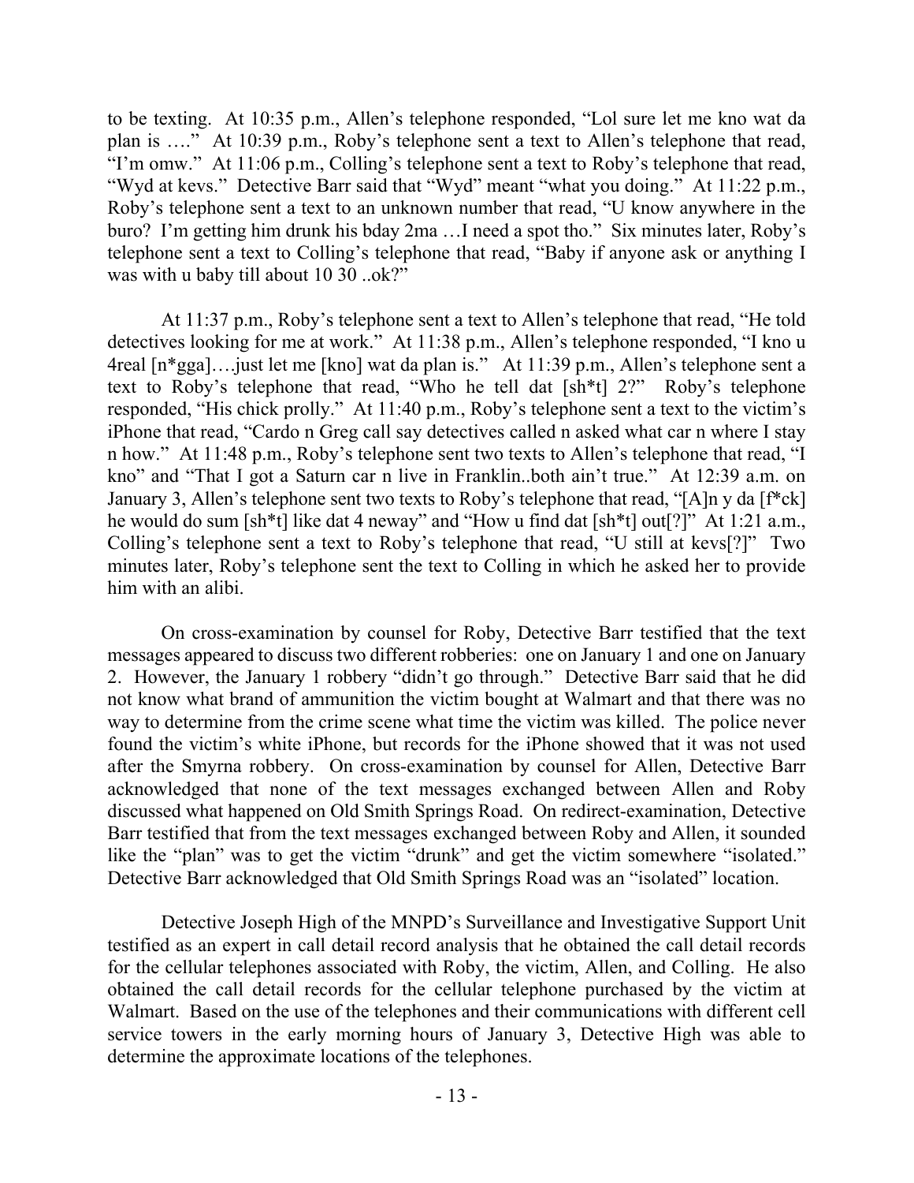to be texting. At 10:35 p.m., Allen's telephone responded, "Lol sure let me kno wat da plan is …." At 10:39 p.m., Roby's telephone sent a text to Allen's telephone that read, "I'm omw." At 11:06 p.m., Colling's telephone sent a text to Roby's telephone that read, "Wyd at kevs." Detective Barr said that "Wyd" meant "what you doing." At 11:22 p.m., Roby's telephone sent a text to an unknown number that read, "U know anywhere in the buro? I'm getting him drunk his bday 2ma …I need a spot tho." Six minutes later, Roby's telephone sent a text to Colling's telephone that read, "Baby if anyone ask or anything I was with u baby till about 10 30 ..ok?"

At 11:37 p.m., Roby's telephone sent a text to Allen's telephone that read, "He told detectives looking for me at work." At 11:38 p.m., Allen's telephone responded, "I kno u 4real [n*gga]….just let me [kno] wat da plan is." At 11:39 p.m., Allen's telephone sent a text to Roby's telephone that read, "Who he tell dat [sh*t] 2?" Roby's telephone responded, "His chick prolly." At 11:40 p.m., Roby's telephone sent a text to the victim's iPhone that read, "Cardo n Greg call say detectives called n asked what car n where I stay n how." At 11:48 p.m., Roby's telephone sent two texts to Allen's telephone that read, "I kno" and "That I got a Saturn car n live in Franklin..both ain't true." At 12:39 a.m. on January 3, Allen's telephone sent two texts to Roby's telephone that read, "[A]n y da [f*ck] he would do sum [sh*t] like dat 4 neway" and "How u find dat [sh*t] out[?]" At 1:21 a.m., Colling's telephone sent a text to Roby's telephone that read, "U still at kevs[?]" Two minutes later, Roby's telephone sent the text to Colling in which he asked her to provide him with an alibi.

On cross-examination by counsel for Roby, Detective Barr testified that the text messages appeared to discuss two different robberies: one on January 1 and one on January 2. However, the January 1 robbery "didn't go through." Detective Barr said that he did not know what brand of ammunition the victim bought at Walmart and that there was no way to determine from the crime scene what time the victim was killed. The police never found the victim's white iPhone, but records for the iPhone showed that it was not used after the Smyrna robbery. On cross-examination by counsel for Allen, Detective Barr acknowledged that none of the text messages exchanged between Allen and Roby discussed what happened on Old Smith Springs Road. On redirect-examination, Detective Barr testified that from the text messages exchanged between Roby and Allen, it sounded like the "plan" was to get the victim "drunk" and get the victim somewhere "isolated." Detective Barr acknowledged that Old Smith Springs Road was an "isolated" location.

Detective Joseph High of the MNPD's Surveillance and Investigative Support Unit testified as an expert in call detail record analysis that he obtained the call detail records for the cellular telephones associated with Roby, the victim, Allen, and Colling. He also obtained the call detail records for the cellular telephone purchased by the victim at Walmart. Based on the use of the telephones and their communications with different cell service towers in the early morning hours of January 3, Detective High was able to determine the approximate locations of the telephones.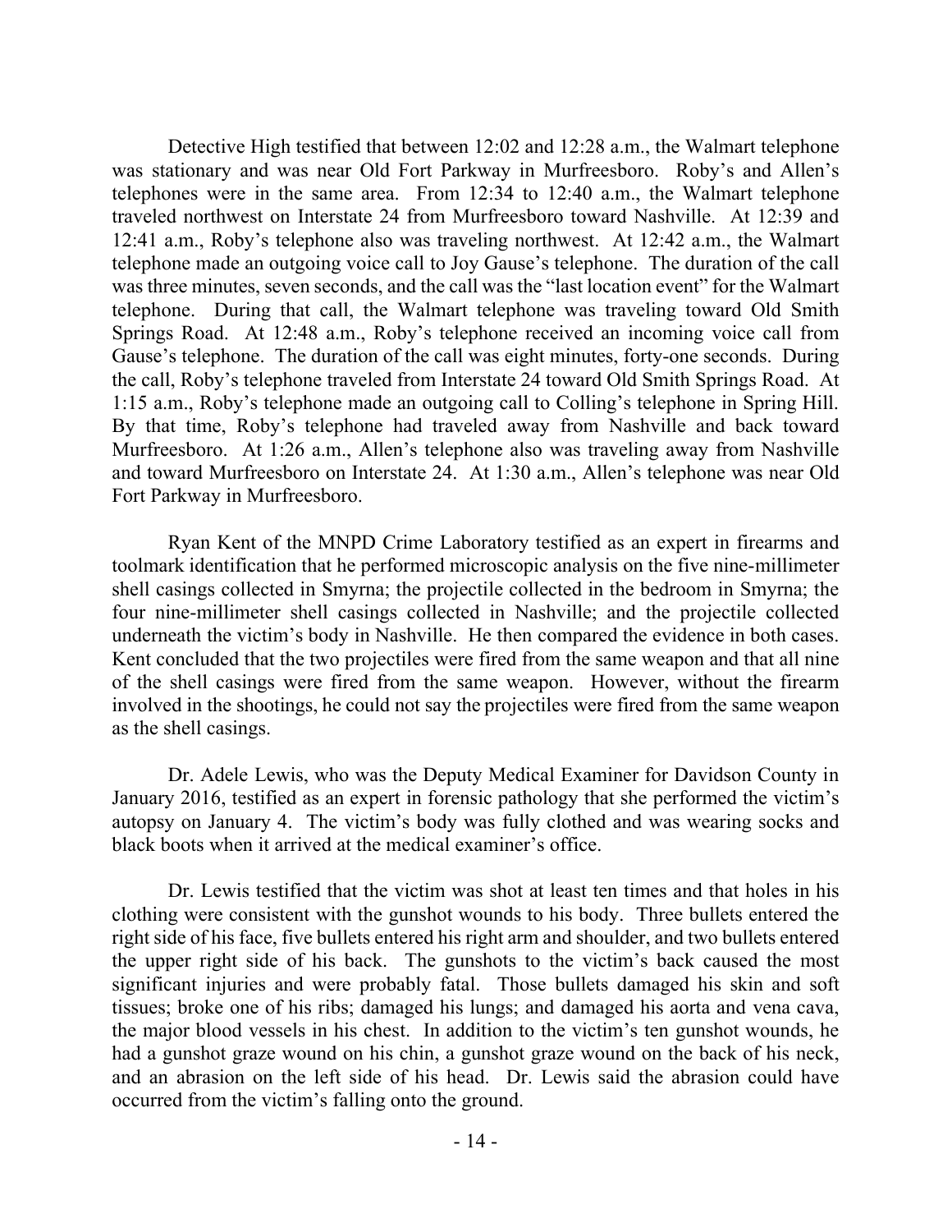Detective High testified that between 12:02 and 12:28 a.m., the Walmart telephone was stationary and was near Old Fort Parkway in Murfreesboro. Roby's and Allen's telephones were in the same area. From 12:34 to 12:40 a.m., the Walmart telephone traveled northwest on Interstate 24 from Murfreesboro toward Nashville. At 12:39 and 12:41 a.m., Roby's telephone also was traveling northwest. At 12:42 a.m., the Walmart telephone made an outgoing voice call to Joy Gause's telephone. The duration of the call was three minutes, seven seconds, and the call was the "last location event" for the Walmart telephone. During that call, the Walmart telephone was traveling toward Old Smith Springs Road. At 12:48 a.m., Roby's telephone received an incoming voice call from Gause's telephone. The duration of the call was eight minutes, forty-one seconds. During the call, Roby's telephone traveled from Interstate 24 toward Old Smith Springs Road. At 1:15 a.m., Roby's telephone made an outgoing call to Colling's telephone in Spring Hill. By that time, Roby's telephone had traveled away from Nashville and back toward Murfreesboro. At 1:26 a.m., Allen's telephone also was traveling away from Nashville and toward Murfreesboro on Interstate 24. At 1:30 a.m., Allen's telephone was near Old Fort Parkway in Murfreesboro.

Ryan Kent of the MNPD Crime Laboratory testified as an expert in firearms and toolmark identification that he performed microscopic analysis on the five nine-millimeter shell casings collected in Smyrna; the projectile collected in the bedroom in Smyrna; the four nine-millimeter shell casings collected in Nashville; and the projectile collected underneath the victim's body in Nashville. He then compared the evidence in both cases. Kent concluded that the two projectiles were fired from the same weapon and that all nine of the shell casings were fired from the same weapon. However, without the firearm involved in the shootings, he could not say the projectiles were fired from the same weapon as the shell casings.

Dr. Adele Lewis, who was the Deputy Medical Examiner for Davidson County in January 2016, testified as an expert in forensic pathology that she performed the victim's autopsy on January 4. The victim's body was fully clothed and was wearing socks and black boots when it arrived at the medical examiner's office.

Dr. Lewis testified that the victim was shot at least ten times and that holes in his clothing were consistent with the gunshot wounds to his body. Three bullets entered the right side of his face, five bullets entered his right arm and shoulder, and two bullets entered the upper right side of his back. The gunshots to the victim's back caused the most significant injuries and were probably fatal. Those bullets damaged his skin and soft tissues; broke one of his ribs; damaged his lungs; and damaged his aorta and vena cava, the major blood vessels in his chest. In addition to the victim's ten gunshot wounds, he had a gunshot graze wound on his chin, a gunshot graze wound on the back of his neck, and an abrasion on the left side of his head. Dr. Lewis said the abrasion could have occurred from the victim's falling onto the ground.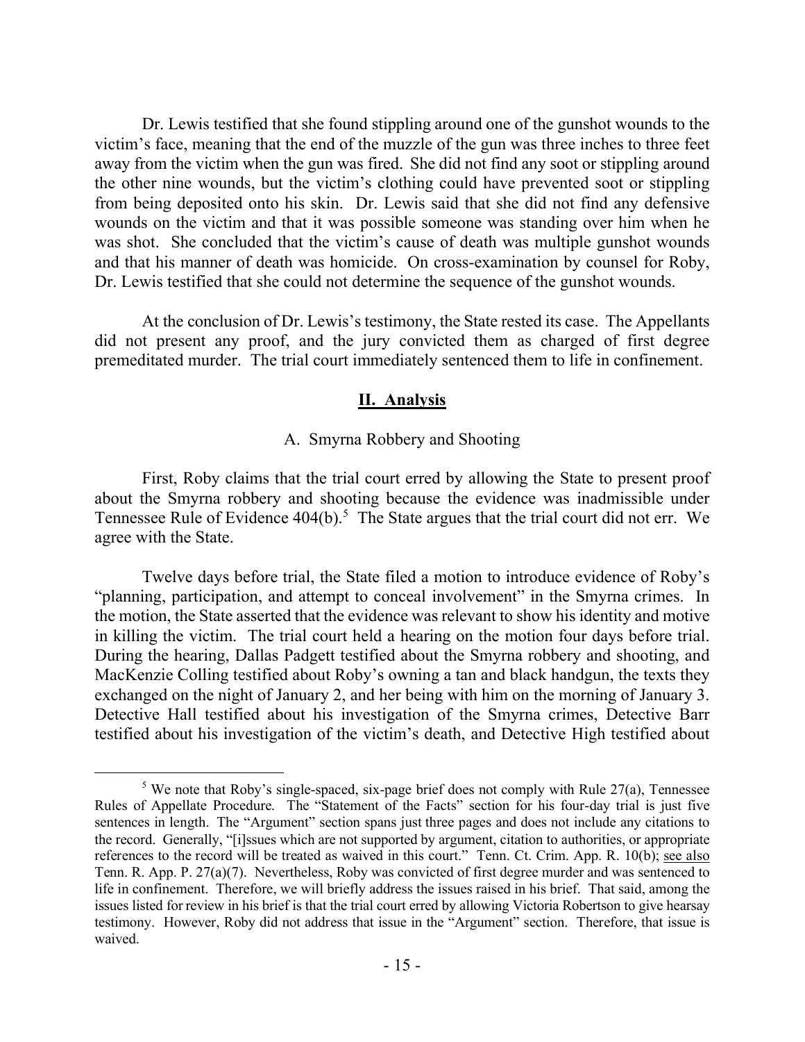Dr. Lewis testified that she found stippling around one of the gunshot wounds to the victim's face, meaning that the end of the muzzle of the gun was three inches to three feet away from the victim when the gun was fired. She did not find any soot or stippling around the other nine wounds, but the victim's clothing could have prevented soot or stippling from being deposited onto his skin. Dr. Lewis said that she did not find any defensive wounds on the victim and that it was possible someone was standing over him when he was shot. She concluded that the victim's cause of death was multiple gunshot wounds and that his manner of death was homicide. On cross-examination by counsel for Roby, Dr. Lewis testified that she could not determine the sequence of the gunshot wounds.

At the conclusion of Dr. Lewis's testimony, the State rested its case. The Appellants did not present any proof, and the jury convicted them as charged of first degree premeditated murder. The trial court immediately sentenced them to life in confinement.

## **II. Analysis**

### A. Smyrna Robbery and Shooting

First, Roby claims that the trial court erred by allowing the State to present proof about the Smyrna robbery and shooting because the evidence was inadmissible under Tennessee Rule of Evidence 404(b).[5] The State argues that the trial court did not err. We agree with the State.

Twelve days before trial, the State filed a motion to introduce evidence of Roby's "planning, participation, and attempt to conceal involvement" in the Smyrna crimes. In the motion, the State asserted that the evidence was relevant to show his identity and motive in killing the victim. The trial court held a hearing on the motion four days before trial. During the hearing, Dallas Padgett testified about the Smyrna robbery and shooting, and MacKenzie Colling testified about Roby's owning a tan and black handgun, the texts they exchanged on the night of January 2, and her being with him on the morning of January 3. Detective Hall testified about his investigation of the Smyrna crimes, Detective Barr testified about his investigation of the victim's death, and Detective High testified about

---

[5] We note that Roby's single-spaced, six-page brief does not comply with Rule 27(a), Tennessee Rules of Appellate Procedure. The "Statement of the Facts" section for his four-day trial is just five sentences in length. The "Argument" section spans just three pages and does not include any citations to the record. Generally, "[i]ssues which are not supported by argument, citation to authorities, or appropriate references to the record will be treated as waived in this court." Tenn. Ct. Crim. App. R. 10(b); see also Tenn. R. App. P. 27(a)(7). Nevertheless, Roby was convicted of first degree murder and was sentenced to life in confinement. Therefore, we will briefly address the issues raised in his brief. That said, among the issues listed for review in his brief is that the trial court erred by allowing Victoria Robertson to give hearsay testimony. However, Roby did not address that issue in the "Argument" section. Therefore, that issue is waived.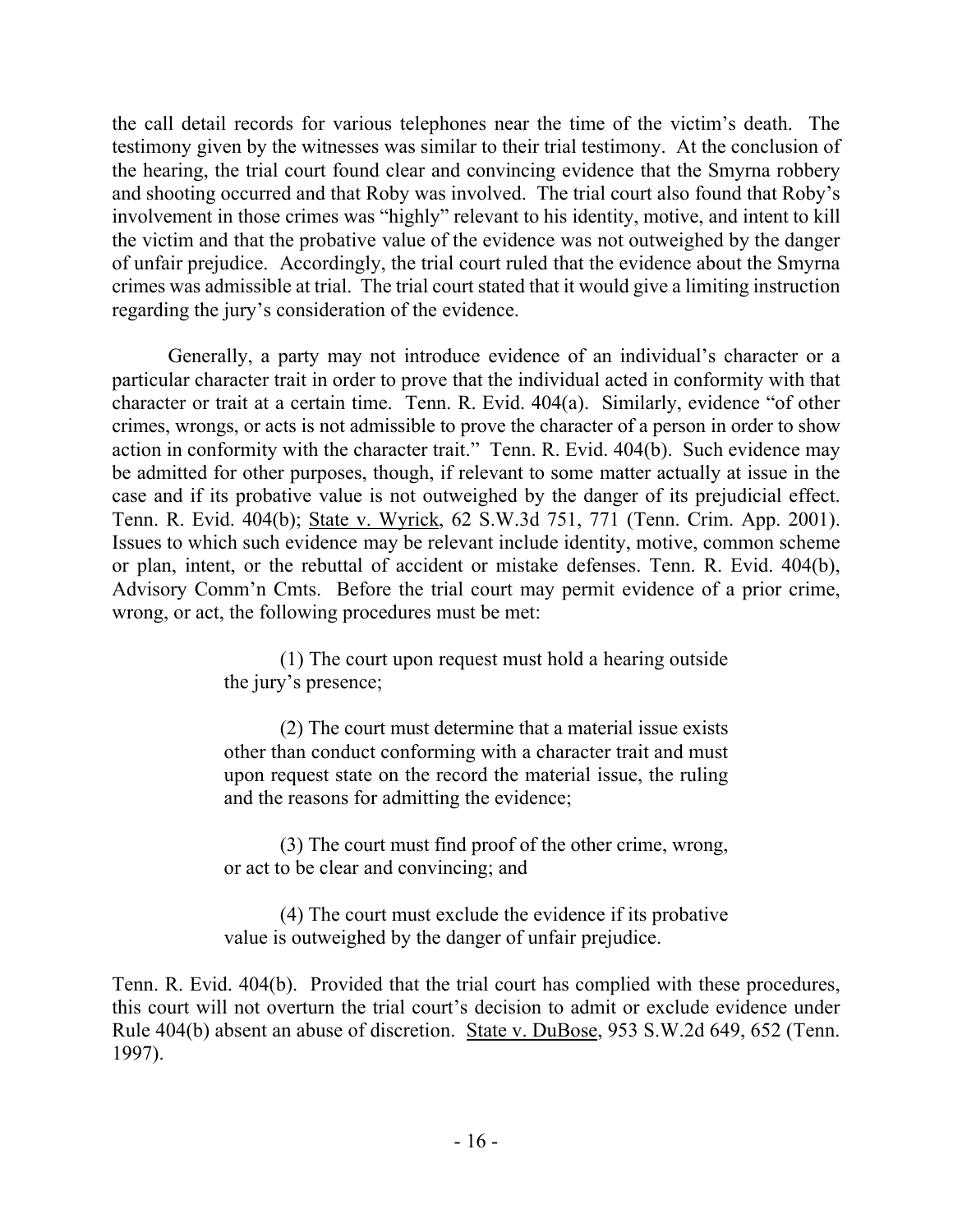the call detail records for various telephones near the time of the victim's death. The testimony given by the witnesses was similar to their trial testimony. At the conclusion of the hearing, the trial court found clear and convincing evidence that the Smyrna robbery and shooting occurred and that Roby was involved. The trial court also found that Roby's involvement in those crimes was "highly" relevant to his identity, motive, and intent to kill the victim and that the probative value of the evidence was not outweighed by the danger of unfair prejudice. Accordingly, the trial court ruled that the evidence about the Smyrna crimes was admissible at trial. The trial court stated that it would give a limiting instruction regarding the jury's consideration of the evidence.

Generally, a party may not introduce evidence of an individual's character or a particular character trait in order to prove that the individual acted in conformity with that character or trait at a certain time. Tenn. R. Evid. 404(a). Similarly, evidence "of other crimes, wrongs, or acts is not admissible to prove the character of a person in order to show action in conformity with the character trait." Tenn. R. Evid. 404(b). Such evidence may be admitted for other purposes, though, if relevant to some matter actually at issue in the case and if its probative value is not outweighed by the danger of its prejudicial effect. Tenn. R. Evid. 404(b); State v. Wyrick, 62 S.W.3d 751, 771 (Tenn. Crim. App. 2001). Issues to which such evidence may be relevant include identity, motive, common scheme or plan, intent, or the rebuttal of accident or mistake defenses. Tenn. R. Evid. 404(b), Advisory Comm'n Cmts. Before the trial court may permit evidence of a prior crime, wrong, or act, the following procedures must be met:

> (1) The court upon request must hold a hearing outside the jury's presence;
>
> (2) The court must determine that a material issue exists other than conduct conforming with a character trait and must upon request state on the record the material issue, the ruling and the reasons for admitting the evidence;
>
> (3) The court must find proof of the other crime, wrong, or act to be clear and convincing; and
>
> (4) The court must exclude the evidence if its probative value is outweighed by the danger of unfair prejudice.

Tenn. R. Evid. 404(b). Provided that the trial court has complied with these procedures, this court will not overturn the trial court's decision to admit or exclude evidence under Rule 404(b) absent an abuse of discretion. State v. DuBose, 953 S.W.2d 649, 652 (Tenn. 1997).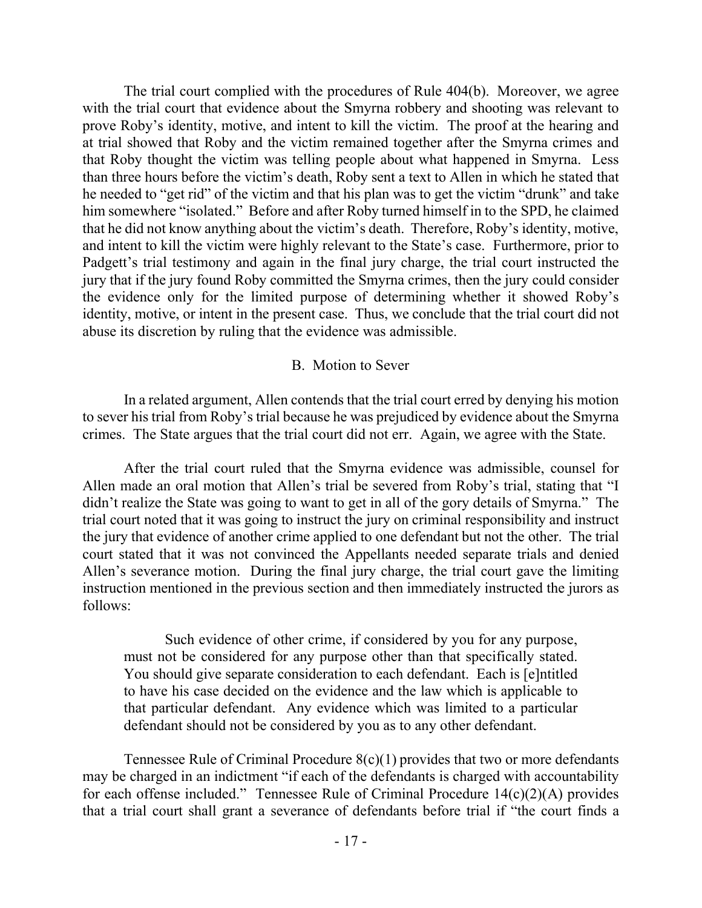The trial court complied with the procedures of Rule 404(b). Moreover, we agree with the trial court that evidence about the Smyrna robbery and shooting was relevant to prove Roby's identity, motive, and intent to kill the victim. The proof at the hearing and at trial showed that Roby and the victim remained together after the Smyrna crimes and that Roby thought the victim was telling people about what happened in Smyrna. Less than three hours before the victim's death, Roby sent a text to Allen in which he stated that he needed to "get rid" of the victim and that his plan was to get the victim "drunk" and take him somewhere "isolated." Before and after Roby turned himself in to the SPD, he claimed that he did not know anything about the victim's death. Therefore, Roby's identity, motive, and intent to kill the victim were highly relevant to the State's case. Furthermore, prior to Padgett's trial testimony and again in the final jury charge, the trial court instructed the jury that if the jury found Roby committed the Smyrna crimes, then the jury could consider the evidence only for the limited purpose of determining whether it showed Roby's identity, motive, or intent in the present case. Thus, we conclude that the trial court did not abuse its discretion by ruling that the evidence was admissible.

### B. Motion to Sever

In a related argument, Allen contends that the trial court erred by denying his motion to sever his trial from Roby's trial because he was prejudiced by evidence about the Smyrna crimes. The State argues that the trial court did not err. Again, we agree with the State.

After the trial court ruled that the Smyrna evidence was admissible, counsel for Allen made an oral motion that Allen's trial be severed from Roby's trial, stating that "I didn't realize the State was going to want to get in all of the gory details of Smyrna." The trial court noted that it was going to instruct the jury on criminal responsibility and instruct the jury that evidence of another crime applied to one defendant but not the other. The trial court stated that it was not convinced the Appellants needed separate trials and denied Allen's severance motion. During the final jury charge, the trial court gave the limiting instruction mentioned in the previous section and then immediately instructed the jurors as follows:

> Such evidence of other crime, if considered by you for any purpose, must not be considered for any purpose other than that specifically stated. You should give separate consideration to each defendant. Each is [e]ntitled to have his case decided on the evidence and the law which is applicable to that particular defendant. Any evidence which was limited to a particular defendant should not be considered by you as to any other defendant.

Tennessee Rule of Criminal Procedure 8(c)(1) provides that two or more defendants may be charged in an indictment "if each of the defendants is charged with accountability for each offense included." Tennessee Rule of Criminal Procedure 14(c)(2)(A) provides that a trial court shall grant a severance of defendants before trial if "the court finds a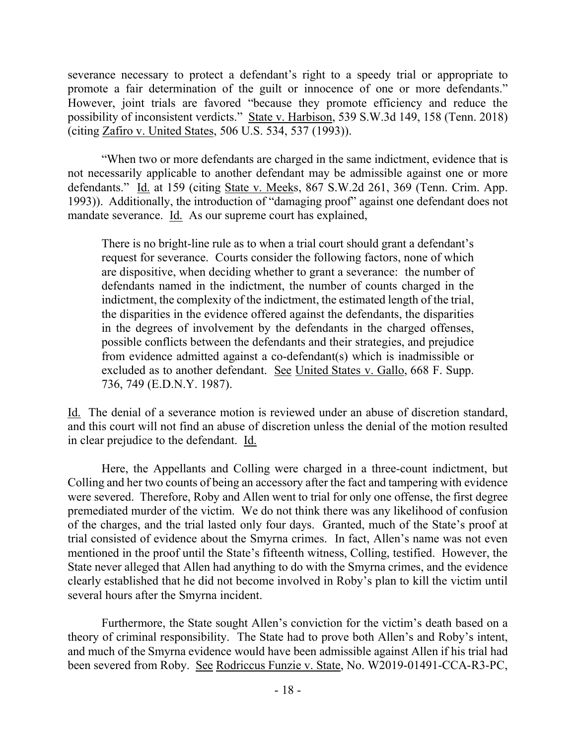severance necessary to protect a defendant's right to a speedy trial or appropriate to promote a fair determination of the guilt or innocence of one or more defendants." However, joint trials are favored "because they promote efficiency and reduce the possibility of inconsistent verdicts." State v. Harbison, 539 S.W.3d 149, 158 (Tenn. 2018) (citing Zafiro v. United States, 506 U.S. 534, 537 (1993)).

"When two or more defendants are charged in the same indictment, evidence that is not necessarily applicable to another defendant may be admissible against one or more defendants." Id. at 159 (citing State v. Meeks, 867 S.W.2d 261, 369 (Tenn. Crim. App. 1993)). Additionally, the introduction of "damaging proof" against one defendant does not mandate severance. Id. As our supreme court has explained,

> There is no bright-line rule as to when a trial court should grant a defendant's request for severance. Courts consider the following factors, none of which are dispositive, when deciding whether to grant a severance: the number of defendants named in the indictment, the number of counts charged in the indictment, the complexity of the indictment, the estimated length of the trial, the disparities in the evidence offered against the defendants, the disparities in the degrees of involvement by the defendants in the charged offenses, possible conflicts between the defendants and their strategies, and prejudice from evidence admitted against a co-defendant(s) which is inadmissible or excluded as to another defendant. See United States v. Gallo, 668 F. Supp. 736, 749 (E.D.N.Y. 1987).

Id. The denial of a severance motion is reviewed under an abuse of discretion standard, and this court will not find an abuse of discretion unless the denial of the motion resulted in clear prejudice to the defendant. Id.

Here, the Appellants and Colling were charged in a three-count indictment, but Colling and her two counts of being an accessory after the fact and tampering with evidence were severed. Therefore, Roby and Allen went to trial for only one offense, the first degree premediated murder of the victim. We do not think there was any likelihood of confusion of the charges, and the trial lasted only four days. Granted, much of the State's proof at trial consisted of evidence about the Smyrna crimes. In fact, Allen's name was not even mentioned in the proof until the State's fifteenth witness, Colling, testified. However, the State never alleged that Allen had anything to do with the Smyrna crimes, and the evidence clearly established that he did not become involved in Roby's plan to kill the victim until several hours after the Smyrna incident.

Furthermore, the State sought Allen's conviction for the victim's death based on a theory of criminal responsibility. The State had to prove both Allen's and Roby's intent, and much of the Smyrna evidence would have been admissible against Allen if his trial had been severed from Roby. See Rodriccus Funzie v. State, No. W2019-01491-CCA-R3-PC,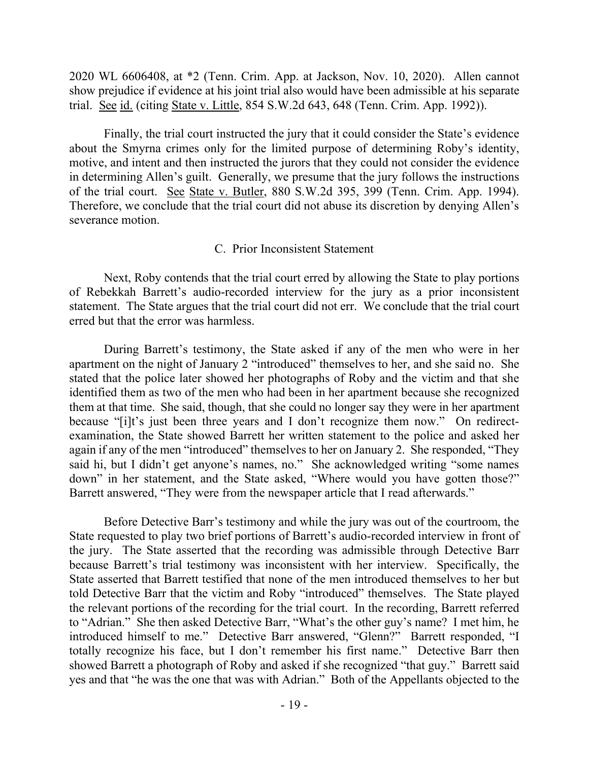2020 WL 6606408, at *2 (Tenn. Crim. App. at Jackson, Nov. 10, 2020). Allen cannot show prejudice if evidence at his joint trial also would have been admissible at his separate trial. See id. (citing State v. Little, 854 S.W.2d 643, 648 (Tenn. Crim. App. 1992)).

Finally, the trial court instructed the jury that it could consider the State's evidence about the Smyrna crimes only for the limited purpose of determining Roby's identity, motive, and intent and then instructed the jurors that they could not consider the evidence in determining Allen's guilt. Generally, we presume that the jury follows the instructions of the trial court. See State v. Butler, 880 S.W.2d 395, 399 (Tenn. Crim. App. 1994). Therefore, we conclude that the trial court did not abuse its discretion by denying Allen's severance motion.

### C. Prior Inconsistent Statement

Next, Roby contends that the trial court erred by allowing the State to play portions of Rebekkah Barrett's audio-recorded interview for the jury as a prior inconsistent statement. The State argues that the trial court did not err. We conclude that the trial court erred but that the error was harmless.

During Barrett's testimony, the State asked if any of the men who were in her apartment on the night of January 2 "introduced" themselves to her, and she said no. She stated that the police later showed her photographs of Roby and the victim and that she identified them as two of the men who had been in her apartment because she recognized them at that time. She said, though, that she could no longer say they were in her apartment because "[i]t's just been three years and I don't recognize them now." On redirect-examination, the State showed Barrett her written statement to the police and asked her again if any of the men "introduced" themselves to her on January 2. She responded, "They said hi, but I didn't get anyone's names, no." She acknowledged writing "some names down" in her statement, and the State asked, "Where would you have gotten those?" Barrett answered, "They were from the newspaper article that I read afterwards."

Before Detective Barr's testimony and while the jury was out of the courtroom, the State requested to play two brief portions of Barrett's audio-recorded interview in front of the jury. The State asserted that the recording was admissible through Detective Barr because Barrett's trial testimony was inconsistent with her interview. Specifically, the State asserted that Barrett testified that none of the men introduced themselves to her but told Detective Barr that the victim and Roby "introduced" themselves. The State played the relevant portions of the recording for the trial court. In the recording, Barrett referred to "Adrian." She then asked Detective Barr, "What's the other guy's name? I met him, he introduced himself to me." Detective Barr answered, "Glenn?" Barrett responded, "I totally recognize his face, but I don't remember his first name." Detective Barr then showed Barrett a photograph of Roby and asked if she recognized "that guy." Barrett said yes and that "he was the one that was with Adrian." Both of the Appellants objected to the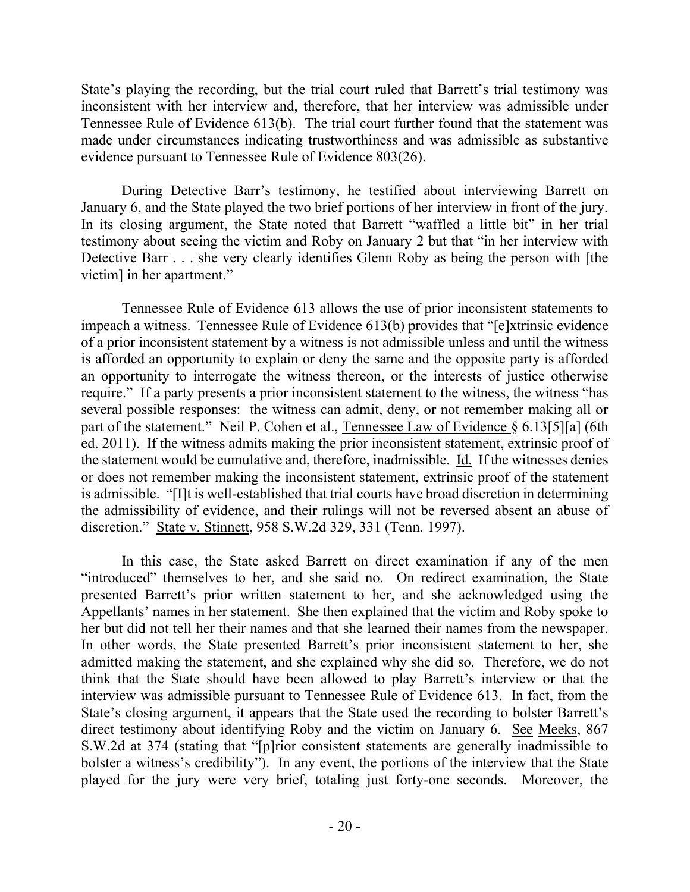State's playing the recording, but the trial court ruled that Barrett's trial testimony was inconsistent with her interview and, therefore, that her interview was admissible under Tennessee Rule of Evidence 613(b). The trial court further found that the statement was made under circumstances indicating trustworthiness and was admissible as substantive evidence pursuant to Tennessee Rule of Evidence 803(26).

During Detective Barr's testimony, he testified about interviewing Barrett on January 6, and the State played the two brief portions of her interview in front of the jury. In its closing argument, the State noted that Barrett "waffled a little bit" in her trial testimony about seeing the victim and Roby on January 2 but that "in her interview with Detective Barr . . . she very clearly identifies Glenn Roby as being the person with [the victim] in her apartment."

Tennessee Rule of Evidence 613 allows the use of prior inconsistent statements to impeach a witness. Tennessee Rule of Evidence 613(b) provides that "[e]xtrinsic evidence of a prior inconsistent statement by a witness is not admissible unless and until the witness is afforded an opportunity to explain or deny the same and the opposite party is afforded an opportunity to interrogate the witness thereon, or the interests of justice otherwise require." If a party presents a prior inconsistent statement to the witness, the witness "has several possible responses: the witness can admit, deny, or not remember making all or part of the statement." Neil P. Cohen et al., Tennessee Law of Evidence § 6.13[5][a] (6th ed. 2011). If the witness admits making the prior inconsistent statement, extrinsic proof of the statement would be cumulative and, therefore, inadmissible. Id. If the witnesses denies or does not remember making the inconsistent statement, extrinsic proof of the statement is admissible. "[I]t is well-established that trial courts have broad discretion in determining the admissibility of evidence, and their rulings will not be reversed absent an abuse of discretion." State v. Stinnett, 958 S.W.2d 329, 331 (Tenn. 1997).

In this case, the State asked Barrett on direct examination if any of the men "introduced" themselves to her, and she said no. On redirect examination, the State presented Barrett's prior written statement to her, and she acknowledged using the Appellants' names in her statement. She then explained that the victim and Roby spoke to her but did not tell her their names and that she learned their names from the newspaper. In other words, the State presented Barrett's prior inconsistent statement to her, she admitted making the statement, and she explained why she did so. Therefore, we do not think that the State should have been allowed to play Barrett's interview or that the interview was admissible pursuant to Tennessee Rule of Evidence 613. In fact, from the State's closing argument, it appears that the State used the recording to bolster Barrett's direct testimony about identifying Roby and the victim on January 6. See Meeks, 867 S.W.2d at 374 (stating that "[p]rior consistent statements are generally inadmissible to bolster a witness's credibility"). In any event, the portions of the interview that the State played for the jury were very brief, totaling just forty-one seconds. Moreover, the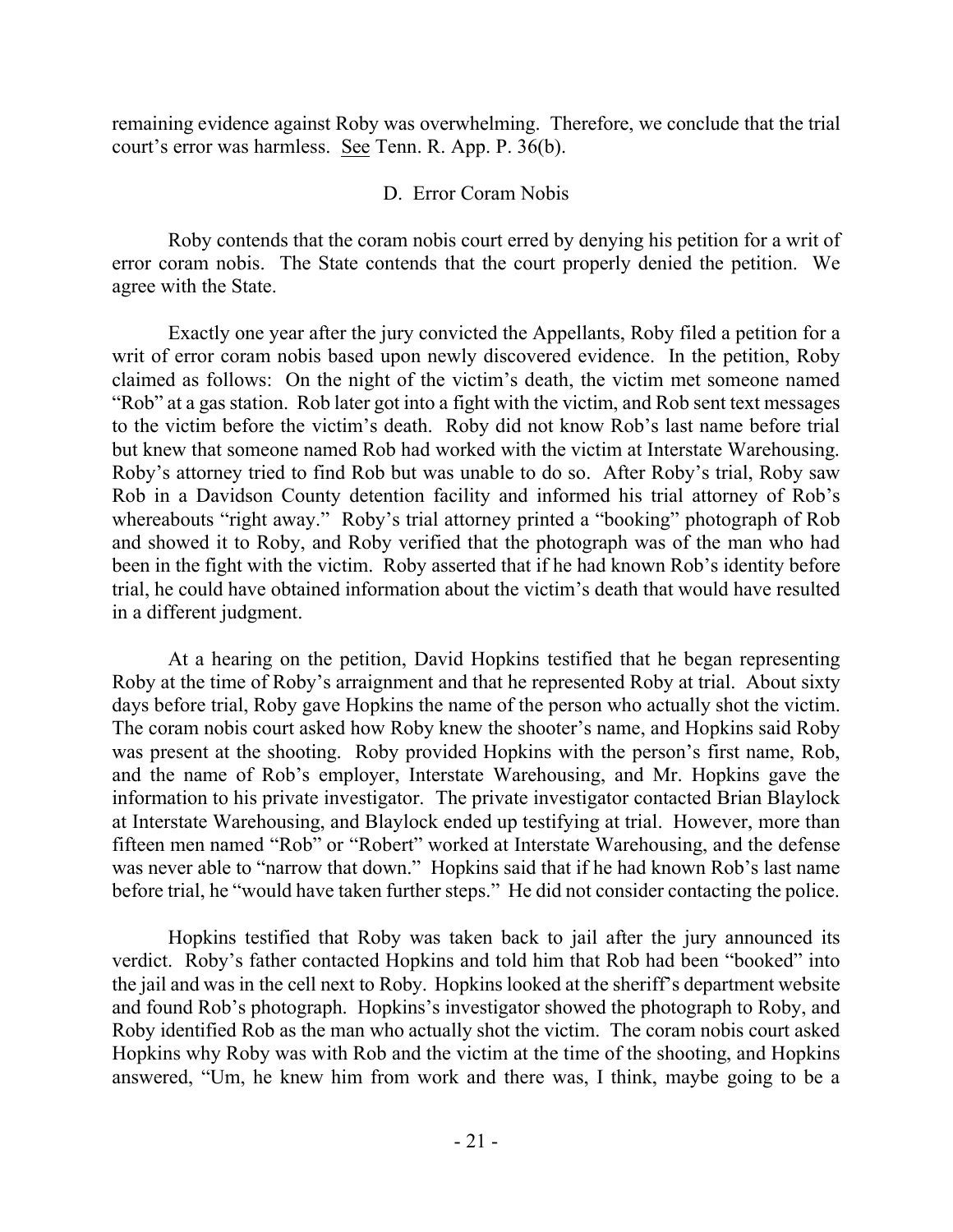remaining evidence against Roby was overwhelming. Therefore, we conclude that the trial court's error was harmless. See Tenn. R. App. P. 36(b).

### D. Error Coram Nobis

Roby contends that the coram nobis court erred by denying his petition for a writ of error coram nobis. The State contends that the court properly denied the petition. We agree with the State.

Exactly one year after the jury convicted the Appellants, Roby filed a petition for a writ of error coram nobis based upon newly discovered evidence. In the petition, Roby claimed as follows: On the night of the victim's death, the victim met someone named "Rob" at a gas station. Rob later got into a fight with the victim, and Rob sent text messages to the victim before the victim's death. Roby did not know Rob's last name before trial but knew that someone named Rob had worked with the victim at Interstate Warehousing. Roby's attorney tried to find Rob but was unable to do so. After Roby's trial, Roby saw Rob in a Davidson County detention facility and informed his trial attorney of Rob's whereabouts "right away." Roby's trial attorney printed a "booking" photograph of Rob and showed it to Roby, and Roby verified that the photograph was of the man who had been in the fight with the victim. Roby asserted that if he had known Rob's identity before trial, he could have obtained information about the victim's death that would have resulted in a different judgment.

At a hearing on the petition, David Hopkins testified that he began representing Roby at the time of Roby's arraignment and that he represented Roby at trial. About sixty days before trial, Roby gave Hopkins the name of the person who actually shot the victim. The coram nobis court asked how Roby knew the shooter's name, and Hopkins said Roby was present at the shooting. Roby provided Hopkins with the person's first name, Rob, and the name of Rob's employer, Interstate Warehousing, and Mr. Hopkins gave the information to his private investigator. The private investigator contacted Brian Blaylock at Interstate Warehousing, and Blaylock ended up testifying at trial. However, more than fifteen men named "Rob" or "Robert" worked at Interstate Warehousing, and the defense was never able to "narrow that down." Hopkins said that if he had known Rob's last name before trial, he "would have taken further steps." He did not consider contacting the police.

Hopkins testified that Roby was taken back to jail after the jury announced its verdict. Roby's father contacted Hopkins and told him that Rob had been "booked" into the jail and was in the cell next to Roby. Hopkins looked at the sheriff's department website and found Rob's photograph. Hopkins's investigator showed the photograph to Roby, and Roby identified Rob as the man who actually shot the victim. The coram nobis court asked Hopkins why Roby was with Rob and the victim at the time of the shooting, and Hopkins answered, "Um, he knew him from work and there was, I think, maybe going to be a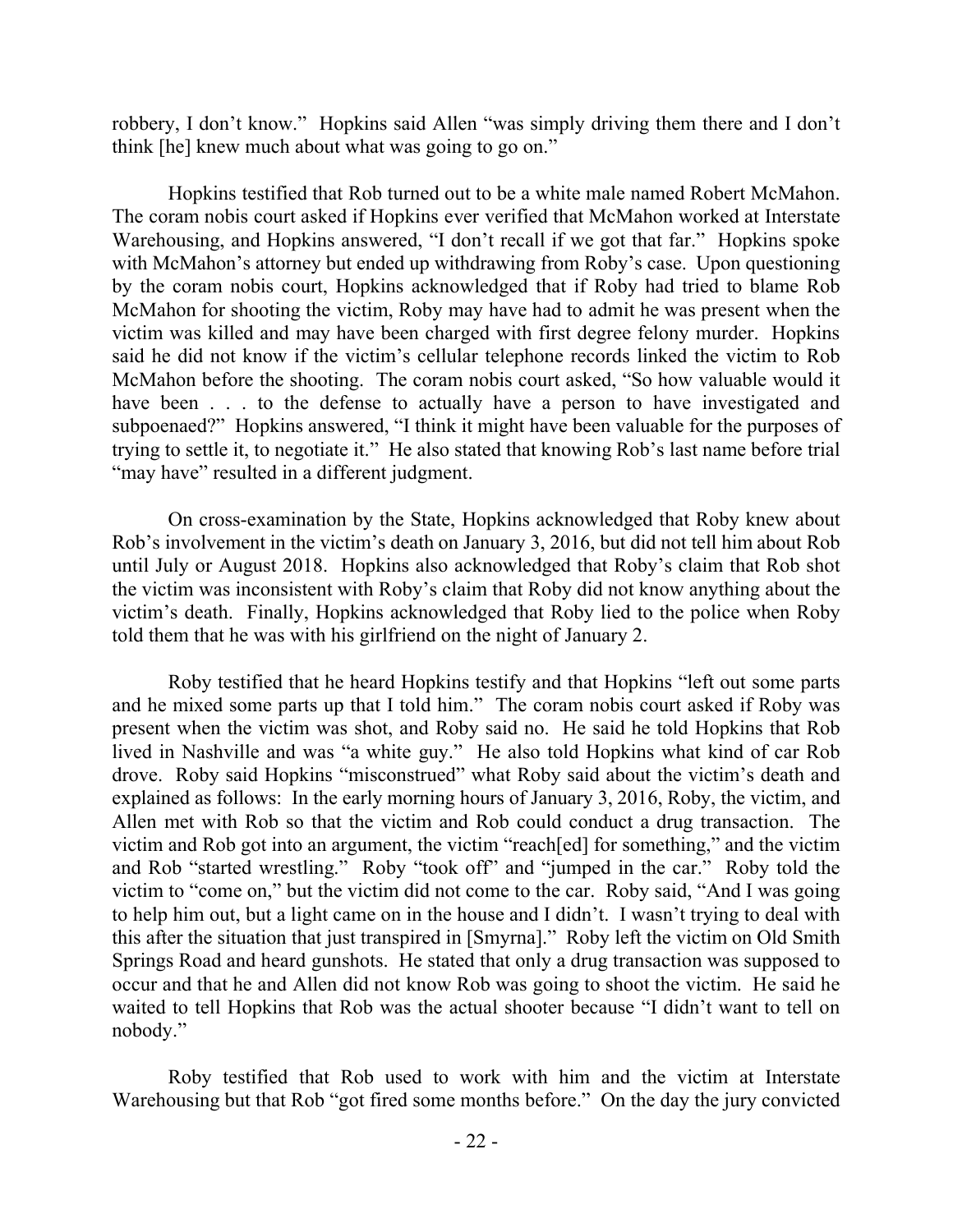robbery, I don't know." Hopkins said Allen "was simply driving them there and I don't think [he] knew much about what was going to go on."

Hopkins testified that Rob turned out to be a white male named Robert McMahon. The coram nobis court asked if Hopkins ever verified that McMahon worked at Interstate Warehousing, and Hopkins answered, "I don't recall if we got that far." Hopkins spoke with McMahon's attorney but ended up withdrawing from Roby's case. Upon questioning by the coram nobis court, Hopkins acknowledged that if Roby had tried to blame Rob McMahon for shooting the victim, Roby may have had to admit he was present when the victim was killed and may have been charged with first degree felony murder. Hopkins said he did not know if the victim's cellular telephone records linked the victim to Rob McMahon before the shooting. The coram nobis court asked, "So how valuable would it have been . . . to the defense to actually have a person to have investigated and subpoenaed?" Hopkins answered, "I think it might have been valuable for the purposes of trying to settle it, to negotiate it." He also stated that knowing Rob's last name before trial "may have" resulted in a different judgment.

On cross-examination by the State, Hopkins acknowledged that Roby knew about Rob's involvement in the victim's death on January 3, 2016, but did not tell him about Rob until July or August 2018. Hopkins also acknowledged that Roby's claim that Rob shot the victim was inconsistent with Roby's claim that Roby did not know anything about the victim's death. Finally, Hopkins acknowledged that Roby lied to the police when Roby told them that he was with his girlfriend on the night of January 2.

Roby testified that he heard Hopkins testify and that Hopkins "left out some parts and he mixed some parts up that I told him." The coram nobis court asked if Roby was present when the victim was shot, and Roby said no. He said he told Hopkins that Rob lived in Nashville and was "a white guy." He also told Hopkins what kind of car Rob drove. Roby said Hopkins "misconstrued" what Roby said about the victim's death and explained as follows: In the early morning hours of January 3, 2016, Roby, the victim, and Allen met with Rob so that the victim and Rob could conduct a drug transaction. The victim and Rob got into an argument, the victim "reach[ed] for something," and the victim and Rob "started wrestling." Roby "took off" and "jumped in the car." Roby told the victim to "come on," but the victim did not come to the car. Roby said, "And I was going to help him out, but a light came on in the house and I didn't. I wasn't trying to deal with this after the situation that just transpired in [Smyrna]." Roby left the victim on Old Smith Springs Road and heard gunshots. He stated that only a drug transaction was supposed to occur and that he and Allen did not know Rob was going to shoot the victim. He said he waited to tell Hopkins that Rob was the actual shooter because "I didn't want to tell on nobody."

Roby testified that Rob used to work with him and the victim at Interstate Warehousing but that Rob "got fired some months before." On the day the jury convicted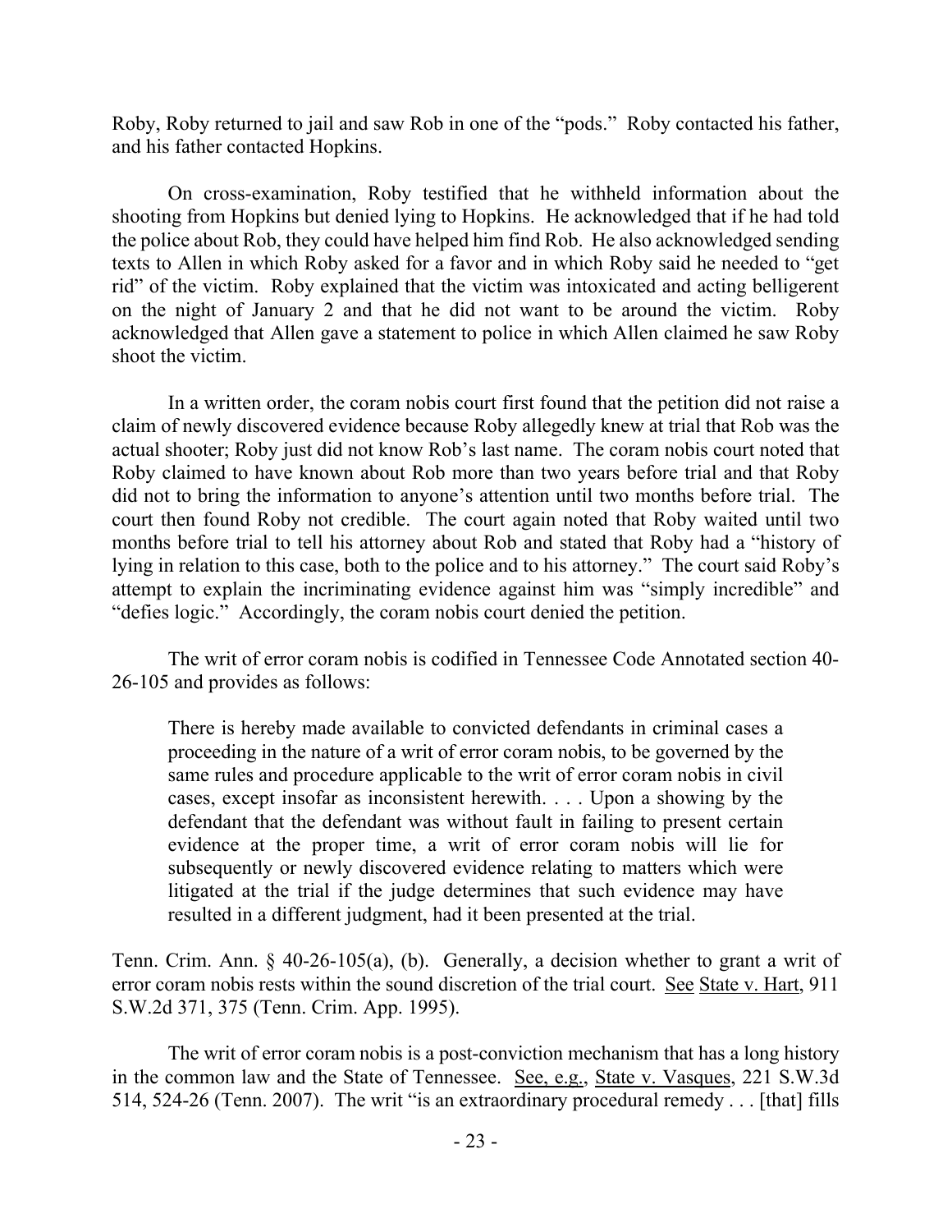Roby, Roby returned to jail and saw Rob in one of the "pods." Roby contacted his father, and his father contacted Hopkins.

On cross-examination, Roby testified that he withheld information about the shooting from Hopkins but denied lying to Hopkins. He acknowledged that if he had told the police about Rob, they could have helped him find Rob. He also acknowledged sending texts to Allen in which Roby asked for a favor and in which Roby said he needed to "get rid" of the victim. Roby explained that the victim was intoxicated and acting belligerent on the night of January 2 and that he did not want to be around the victim. Roby acknowledged that Allen gave a statement to police in which Allen claimed he saw Roby shoot the victim.

In a written order, the coram nobis court first found that the petition did not raise a claim of newly discovered evidence because Roby allegedly knew at trial that Rob was the actual shooter; Roby just did not know Rob's last name. The coram nobis court noted that Roby claimed to have known about Rob more than two years before trial and that Roby did not to bring the information to anyone's attention until two months before trial. The court then found Roby not credible. The court again noted that Roby waited until two months before trial to tell his attorney about Rob and stated that Roby had a "history of lying in relation to this case, both to the police and to his attorney." The court said Roby's attempt to explain the incriminating evidence against him was "simply incredible" and "defies logic." Accordingly, the coram nobis court denied the petition.

The writ of error coram nobis is codified in Tennessee Code Annotated section 40-26-105 and provides as follows:

> There is hereby made available to convicted defendants in criminal cases a proceeding in the nature of a writ of error coram nobis, to be governed by the same rules and procedure applicable to the writ of error coram nobis in civil cases, except insofar as inconsistent herewith. . . . Upon a showing by the defendant that the defendant was without fault in failing to present certain evidence at the proper time, a writ of error coram nobis will lie for subsequently or newly discovered evidence relating to matters which were litigated at the trial if the judge determines that such evidence may have resulted in a different judgment, had it been presented at the trial.

Tenn. Crim. Ann. § 40-26-105(a), (b). Generally, a decision whether to grant a writ of error coram nobis rests within the sound discretion of the trial court. See State v. Hart, 911 S.W.2d 371, 375 (Tenn. Crim. App. 1995).

The writ of error coram nobis is a post-conviction mechanism that has a long history in the common law and the State of Tennessee. See, e.g., State v. Vasques, 221 S.W.3d 514, 524-26 (Tenn. 2007). The writ "is an extraordinary procedural remedy . . . [that] fills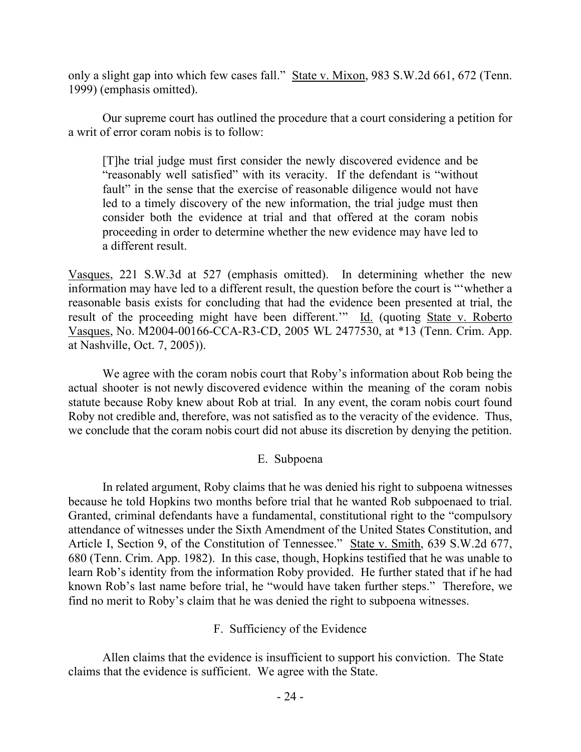only a slight gap into which few cases fall." State v. Mixon, 983 S.W.2d 661, 672 (Tenn. 1999) (emphasis omitted).

Our supreme court has outlined the procedure that a court considering a petition for a writ of error coram nobis is to follow:

> [T]he trial judge must first consider the newly discovered evidence and be "reasonably well satisfied" with its veracity. If the defendant is "without fault" in the sense that the exercise of reasonable diligence would not have led to a timely discovery of the new information, the trial judge must then consider both the evidence at trial and that offered at the coram nobis proceeding in order to determine whether the new evidence may have led to a different result.

Vasques, 221 S.W.3d at 527 (emphasis omitted). In determining whether the new information may have led to a different result, the question before the court is "'whether a reasonable basis exists for concluding that had the evidence been presented at trial, the result of the proceeding might have been different.'" Id. (quoting State v. Roberto Vasques, No. M2004-00166-CCA-R3-CD, 2005 WL 2477530, at *13 (Tenn. Crim. App. at Nashville, Oct. 7, 2005)).

We agree with the coram nobis court that Roby's information about Rob being the actual shooter is not newly discovered evidence within the meaning of the coram nobis statute because Roby knew about Rob at trial. In any event, the coram nobis court found Roby not credible and, therefore, was not satisfied as to the veracity of the evidence. Thus, we conclude that the coram nobis court did not abuse its discretion by denying the petition.

### E. Subpoena

In related argument, Roby claims that he was denied his right to subpoena witnesses because he told Hopkins two months before trial that he wanted Rob subpoenaed to trial. Granted, criminal defendants have a fundamental, constitutional right to the "compulsory attendance of witnesses under the Sixth Amendment of the United States Constitution, and Article I, Section 9, of the Constitution of Tennessee." State v. Smith, 639 S.W.2d 677, 680 (Tenn. Crim. App. 1982). In this case, though, Hopkins testified that he was unable to learn Rob's identity from the information Roby provided. He further stated that if he had known Rob's last name before trial, he "would have taken further steps." Therefore, we find no merit to Roby's claim that he was denied the right to subpoena witnesses.

### F. Sufficiency of the Evidence

Allen claims that the evidence is insufficient to support his conviction. The State claims that the evidence is sufficient. We agree with the State.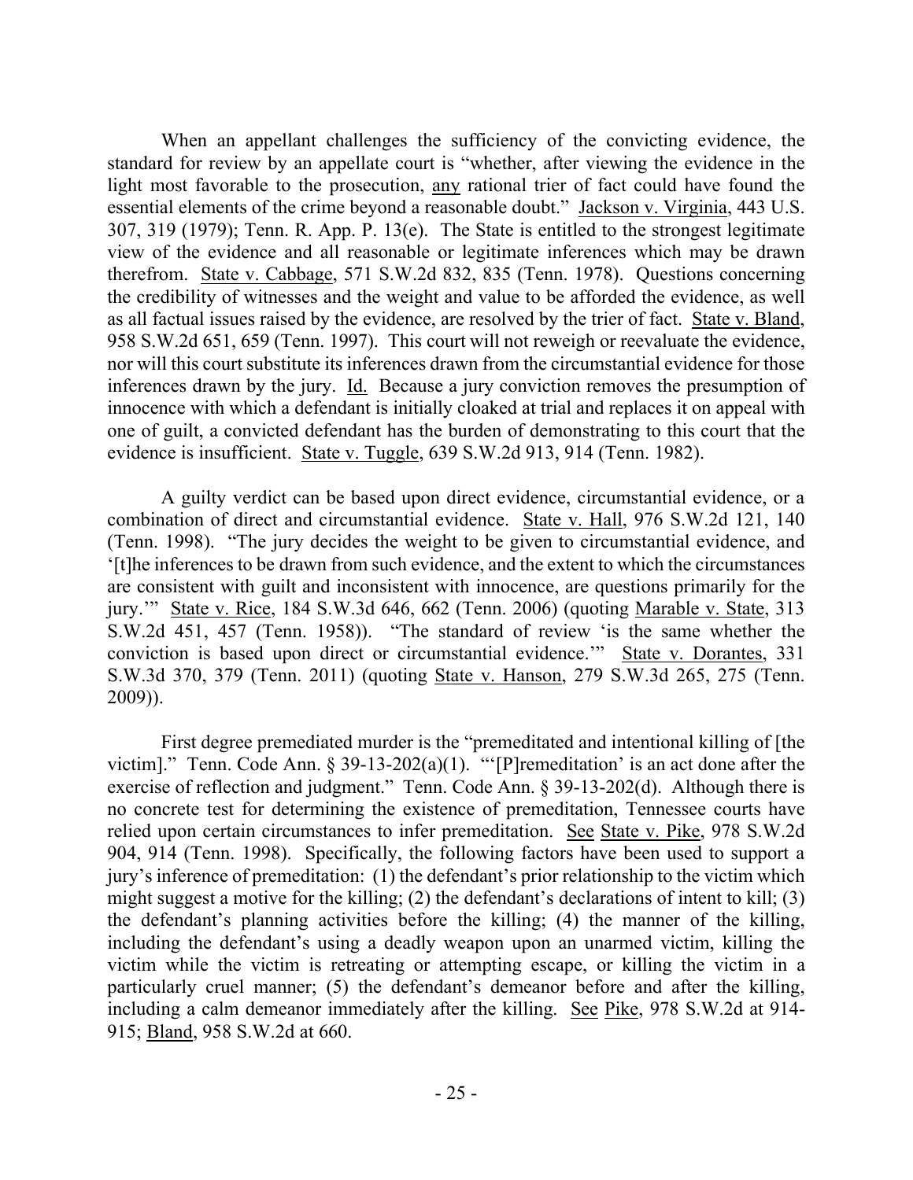When an appellant challenges the sufficiency of the convicting evidence, the standard for review by an appellate court is "whether, after viewing the evidence in the light most favorable to the prosecution, any rational trier of fact could have found the essential elements of the crime beyond a reasonable doubt." Jackson v. Virginia, 443 U.S. 307, 319 (1979); Tenn. R. App. P. 13(e). The State is entitled to the strongest legitimate view of the evidence and all reasonable or legitimate inferences which may be drawn therefrom. State v. Cabbage, 571 S.W.2d 832, 835 (Tenn. 1978). Questions concerning the credibility of witnesses and the weight and value to be afforded the evidence, as well as all factual issues raised by the evidence, are resolved by the trier of fact. State v. Bland, 958 S.W.2d 651, 659 (Tenn. 1997). This court will not reweigh or reevaluate the evidence, nor will this court substitute its inferences drawn from the circumstantial evidence for those inferences drawn by the jury. Id. Because a jury conviction removes the presumption of innocence with which a defendant is initially cloaked at trial and replaces it on appeal with one of guilt, a convicted defendant has the burden of demonstrating to this court that the evidence is insufficient. State v. Tuggle, 639 S.W.2d 913, 914 (Tenn. 1982).

A guilty verdict can be based upon direct evidence, circumstantial evidence, or a combination of direct and circumstantial evidence. State v. Hall, 976 S.W.2d 121, 140 (Tenn. 1998). "The jury decides the weight to be given to circumstantial evidence, and '[t]he inferences to be drawn from such evidence, and the extent to which the circumstances are consistent with guilt and inconsistent with innocence, are questions primarily for the jury.'" State v. Rice, 184 S.W.3d 646, 662 (Tenn. 2006) (quoting Marable v. State, 313 S.W.2d 451, 457 (Tenn. 1958)). "The standard of review 'is the same whether the conviction is based upon direct or circumstantial evidence.'" State v. Dorantes, 331 S.W.3d 370, 379 (Tenn. 2011) (quoting State v. Hanson, 279 S.W.3d 265, 275 (Tenn. 2009)).

First degree premediated murder is the "premeditated and intentional killing of [the victim]." Tenn. Code Ann. § 39-13-202(a)(1). "'[P]remeditation' is an act done after the exercise of reflection and judgment." Tenn. Code Ann. § 39-13-202(d). Although there is no concrete test for determining the existence of premeditation, Tennessee courts have relied upon certain circumstances to infer premeditation. See State v. Pike, 978 S.W.2d 904, 914 (Tenn. 1998). Specifically, the following factors have been used to support a jury's inference of premeditation: (1) the defendant's prior relationship to the victim which might suggest a motive for the killing; (2) the defendant's declarations of intent to kill; (3) the defendant's planning activities before the killing; (4) the manner of the killing, including the defendant's using a deadly weapon upon an unarmed victim, killing the victim while the victim is retreating or attempting escape, or killing the victim in a particularly cruel manner; (5) the defendant's demeanor before and after the killing, including a calm demeanor immediately after the killing. See Pike, 978 S.W.2d at 914-915; Bland, 958 S.W.2d at 660.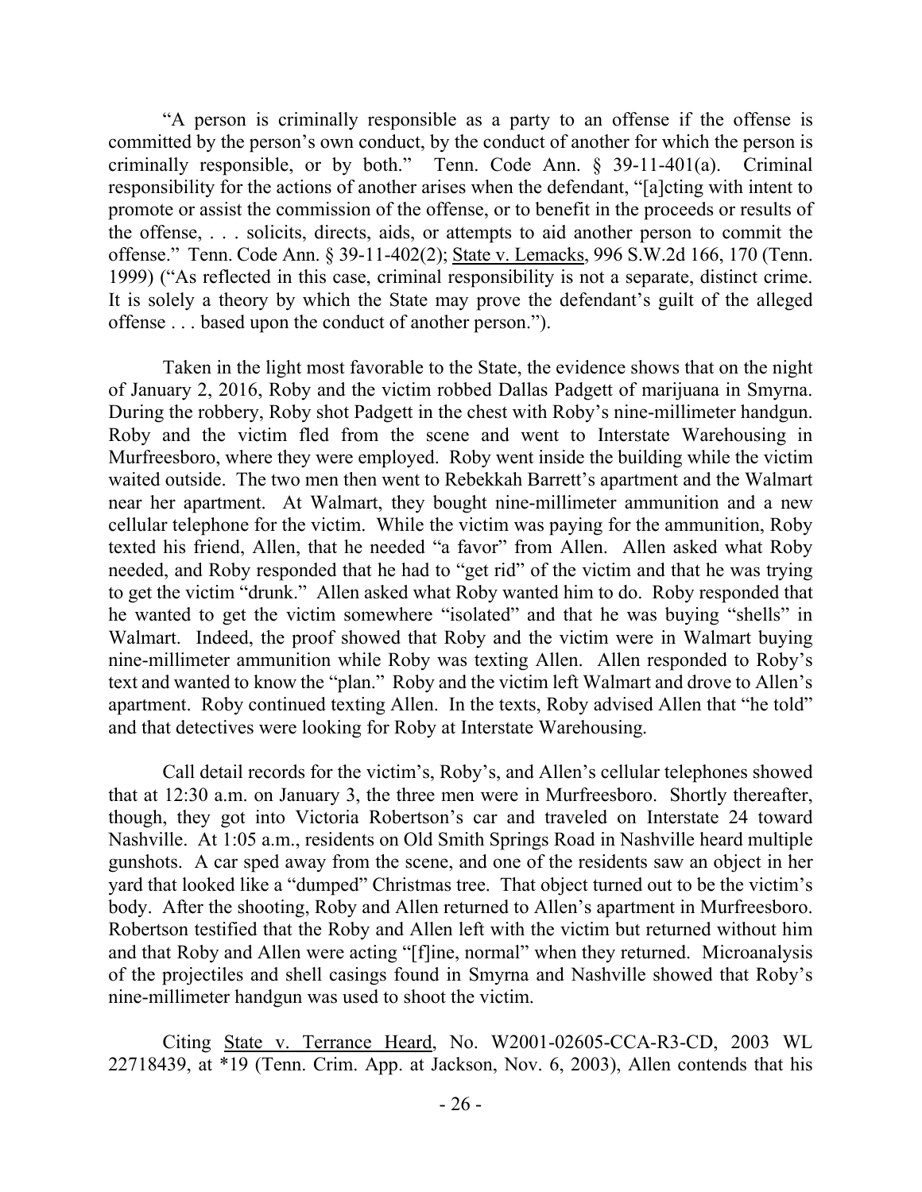"A person is criminally responsible as a party to an offense if the offense is committed by the person's own conduct, by the conduct of another for which the person is criminally responsible, or by both." Tenn. Code Ann. § 39-11-401(a). Criminal responsibility for the actions of another arises when the defendant, "[a]cting with intent to promote or assist the commission of the offense, or to benefit in the proceeds or results of the offense, . . . solicits, directs, aids, or attempts to aid another person to commit the offense." Tenn. Code Ann. § 39-11-402(2); State v. Lemacks, 996 S.W.2d 166, 170 (Tenn. 1999) ("As reflected in this case, criminal responsibility is not a separate, distinct crime. It is solely a theory by which the State may prove the defendant's guilt of the alleged offense . . . based upon the conduct of another person.").

Taken in the light most favorable to the State, the evidence shows that on the night of January 2, 2016, Roby and the victim robbed Dallas Padgett of marijuana in Smyrna. During the robbery, Roby shot Padgett in the chest with Roby's nine-millimeter handgun. Roby and the victim fled from the scene and went to Interstate Warehousing in Murfreesboro, where they were employed. Roby went inside the building while the victim waited outside. The two men then went to Rebekkah Barrett's apartment and the Walmart near her apartment. At Walmart, they bought nine-millimeter ammunition and a new cellular telephone for the victim. While the victim was paying for the ammunition, Roby texted his friend, Allen, that he needed "a favor" from Allen. Allen asked what Roby needed, and Roby responded that he had to "get rid" of the victim and that he was trying to get the victim "drunk." Allen asked what Roby wanted him to do. Roby responded that he wanted to get the victim somewhere "isolated" and that he was buying "shells" in Walmart. Indeed, the proof showed that Roby and the victim were in Walmart buying nine-millimeter ammunition while Roby was texting Allen. Allen responded to Roby's text and wanted to know the "plan." Roby and the victim left Walmart and drove to Allen's apartment. Roby continued texting Allen. In the texts, Roby advised Allen that "he told" and that detectives were looking for Roby at Interstate Warehousing.

Call detail records for the victim's, Roby's, and Allen's cellular telephones showed that at 12:30 a.m. on January 3, the three men were in Murfreesboro. Shortly thereafter, though, they got into Victoria Robertson's car and traveled on Interstate 24 toward Nashville. At 1:05 a.m., residents on Old Smith Springs Road in Nashville heard multiple gunshots. A car sped away from the scene, and one of the residents saw an object in her yard that looked like a "dumped" Christmas tree. That object turned out to be the victim's body. After the shooting, Roby and Allen returned to Allen's apartment in Murfreesboro. Robertson testified that the Roby and Allen left with the victim but returned without him and that Roby and Allen were acting "[f]ine, normal" when they returned. Microanalysis of the projectiles and shell casings found in Smyrna and Nashville showed that Roby's nine-millimeter handgun was used to shoot the victim.

Citing State v. Terrance Heard, No. W2001-02605-CCA-R3-CD, 2003 WL 22718439, at *19 (Tenn. Crim. App. at Jackson, Nov. 6, 2003), Allen contends that his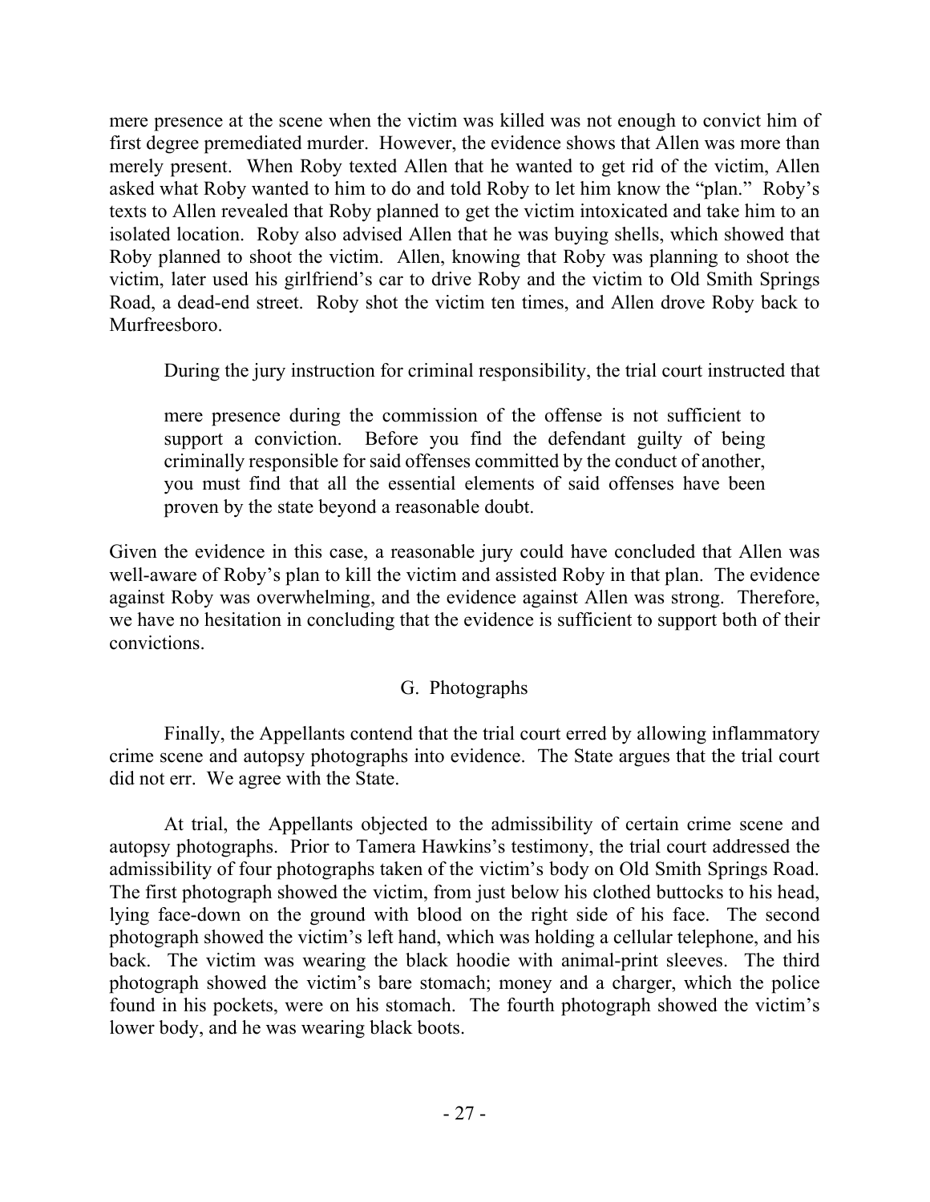mere presence at the scene when the victim was killed was not enough to convict him of first degree premediated murder. However, the evidence shows that Allen was more than merely present. When Roby texted Allen that he wanted to get rid of the victim, Allen asked what Roby wanted to him to do and told Roby to let him know the "plan." Roby's texts to Allen revealed that Roby planned to get the victim intoxicated and take him to an isolated location. Roby also advised Allen that he was buying shells, which showed that Roby planned to shoot the victim. Allen, knowing that Roby was planning to shoot the victim, later used his girlfriend's car to drive Roby and the victim to Old Smith Springs Road, a dead-end street. Roby shot the victim ten times, and Allen drove Roby back to Murfreesboro.

During the jury instruction for criminal responsibility, the trial court instructed that

> mere presence during the commission of the offense is not sufficient to support a conviction. Before you find the defendant guilty of being criminally responsible for said offenses committed by the conduct of another, you must find that all the essential elements of said offenses have been proven by the state beyond a reasonable doubt.

Given the evidence in this case, a reasonable jury could have concluded that Allen was well-aware of Roby's plan to kill the victim and assisted Roby in that plan. The evidence against Roby was overwhelming, and the evidence against Allen was strong. Therefore, we have no hesitation in concluding that the evidence is sufficient to support both of their convictions.

### G. Photographs

Finally, the Appellants contend that the trial court erred by allowing inflammatory crime scene and autopsy photographs into evidence. The State argues that the trial court did not err. We agree with the State.

At trial, the Appellants objected to the admissibility of certain crime scene and autopsy photographs. Prior to Tamera Hawkins's testimony, the trial court addressed the admissibility of four photographs taken of the victim's body on Old Smith Springs Road. The first photograph showed the victim, from just below his clothed buttocks to his head, lying face-down on the ground with blood on the right side of his face. The second photograph showed the victim's left hand, which was holding a cellular telephone, and his back. The victim was wearing the black hoodie with animal-print sleeves. The third photograph showed the victim's bare stomach; money and a charger, which the police found in his pockets, were on his stomach. The fourth photograph showed the victim's lower body, and he was wearing black boots.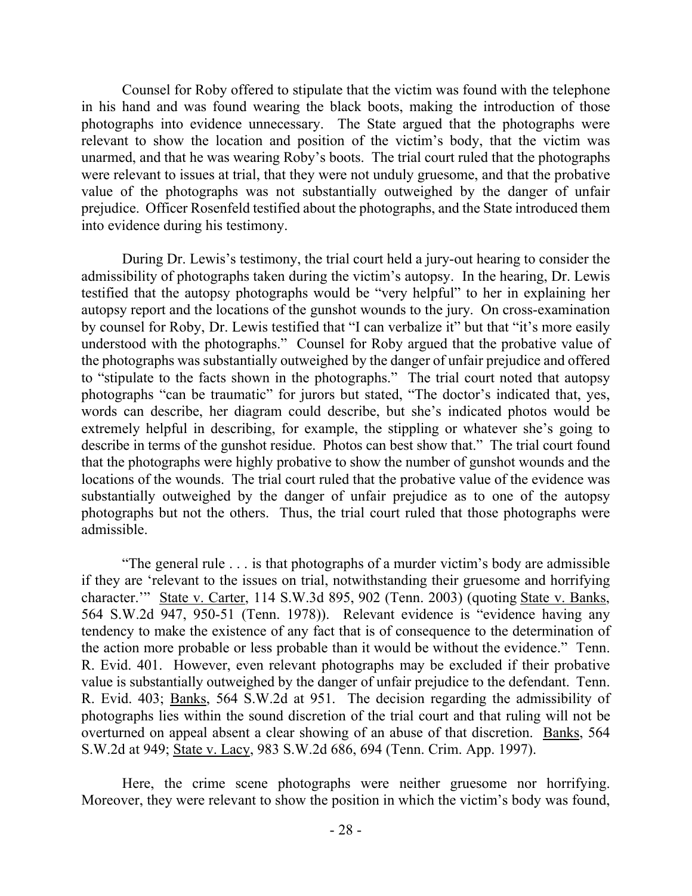Counsel for Roby offered to stipulate that the victim was found with the telephone in his hand and was found wearing the black boots, making the introduction of those photographs into evidence unnecessary. The State argued that the photographs were relevant to show the location and position of the victim's body, that the victim was unarmed, and that he was wearing Roby's boots. The trial court ruled that the photographs were relevant to issues at trial, that they were not unduly gruesome, and that the probative value of the photographs was not substantially outweighed by the danger of unfair prejudice. Officer Rosenfeld testified about the photographs, and the State introduced them into evidence during his testimony.

During Dr. Lewis's testimony, the trial court held a jury-out hearing to consider the admissibility of photographs taken during the victim's autopsy. In the hearing, Dr. Lewis testified that the autopsy photographs would be "very helpful" to her in explaining her autopsy report and the locations of the gunshot wounds to the jury. On cross-examination by counsel for Roby, Dr. Lewis testified that "I can verbalize it" but that "it's more easily understood with the photographs." Counsel for Roby argued that the probative value of the photographs was substantially outweighed by the danger of unfair prejudice and offered to "stipulate to the facts shown in the photographs." The trial court noted that autopsy photographs "can be traumatic" for jurors but stated, "The doctor's indicated that, yes, words can describe, her diagram could describe, but she's indicated photos would be extremely helpful in describing, for example, the stippling or whatever she's going to describe in terms of the gunshot residue. Photos can best show that." The trial court found that the photographs were highly probative to show the number of gunshot wounds and the locations of the wounds. The trial court ruled that the probative value of the evidence was substantially outweighed by the danger of unfair prejudice as to one of the autopsy photographs but not the others. Thus, the trial court ruled that those photographs were admissible.

"The general rule . . . is that photographs of a murder victim's body are admissible if they are 'relevant to the issues on trial, notwithstanding their gruesome and horrifying character.'" State v. Carter, 114 S.W.3d 895, 902 (Tenn. 2003) (quoting State v. Banks, 564 S.W.2d 947, 950-51 (Tenn. 1978)). Relevant evidence is "evidence having any tendency to make the existence of any fact that is of consequence to the determination of the action more probable or less probable than it would be without the evidence." Tenn. R. Evid. 401. However, even relevant photographs may be excluded if their probative value is substantially outweighed by the danger of unfair prejudice to the defendant. Tenn. R. Evid. 403; Banks, 564 S.W.2d at 951. The decision regarding the admissibility of photographs lies within the sound discretion of the trial court and that ruling will not be overturned on appeal absent a clear showing of an abuse of that discretion. Banks, 564 S.W.2d at 949; State v. Lacy, 983 S.W.2d 686, 694 (Tenn. Crim. App. 1997).

Here, the crime scene photographs were neither gruesome nor horrifying. Moreover, they were relevant to show the position in which the victim's body was found,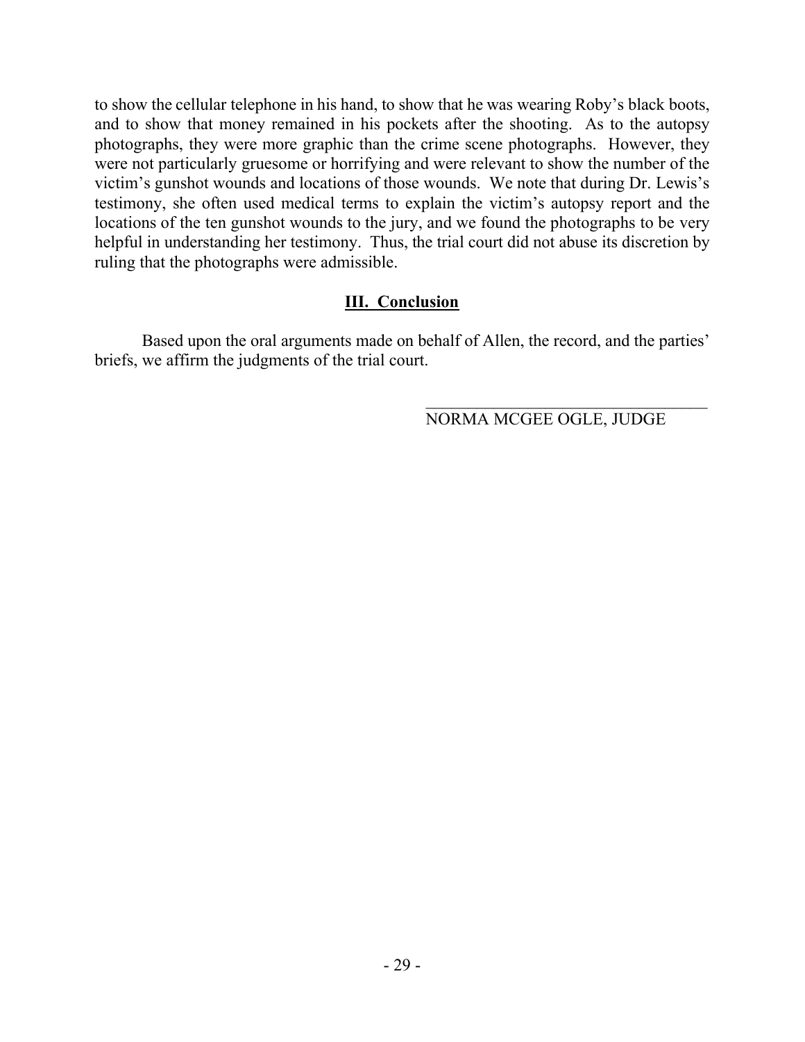to show the cellular telephone in his hand, to show that he was wearing Roby's black boots, and to show that money remained in his pockets after the shooting. As to the autopsy photographs, they were more graphic than the crime scene photographs. However, they were not particularly gruesome or horrifying and were relevant to show the number of the victim's gunshot wounds and locations of those wounds. We note that during Dr. Lewis's testimony, she often used medical terms to explain the victim's autopsy report and the locations of the ten gunshot wounds to the jury, and we found the photographs to be very helpful in understanding her testimony. Thus, the trial court did not abuse its discretion by ruling that the photographs were admissible.

## **III. Conclusion**

Based upon the oral arguments made on behalf of Allen, the record, and the parties' briefs, we affirm the judgments of the trial court.

NORMA MCGEE OGLE, JUDGE